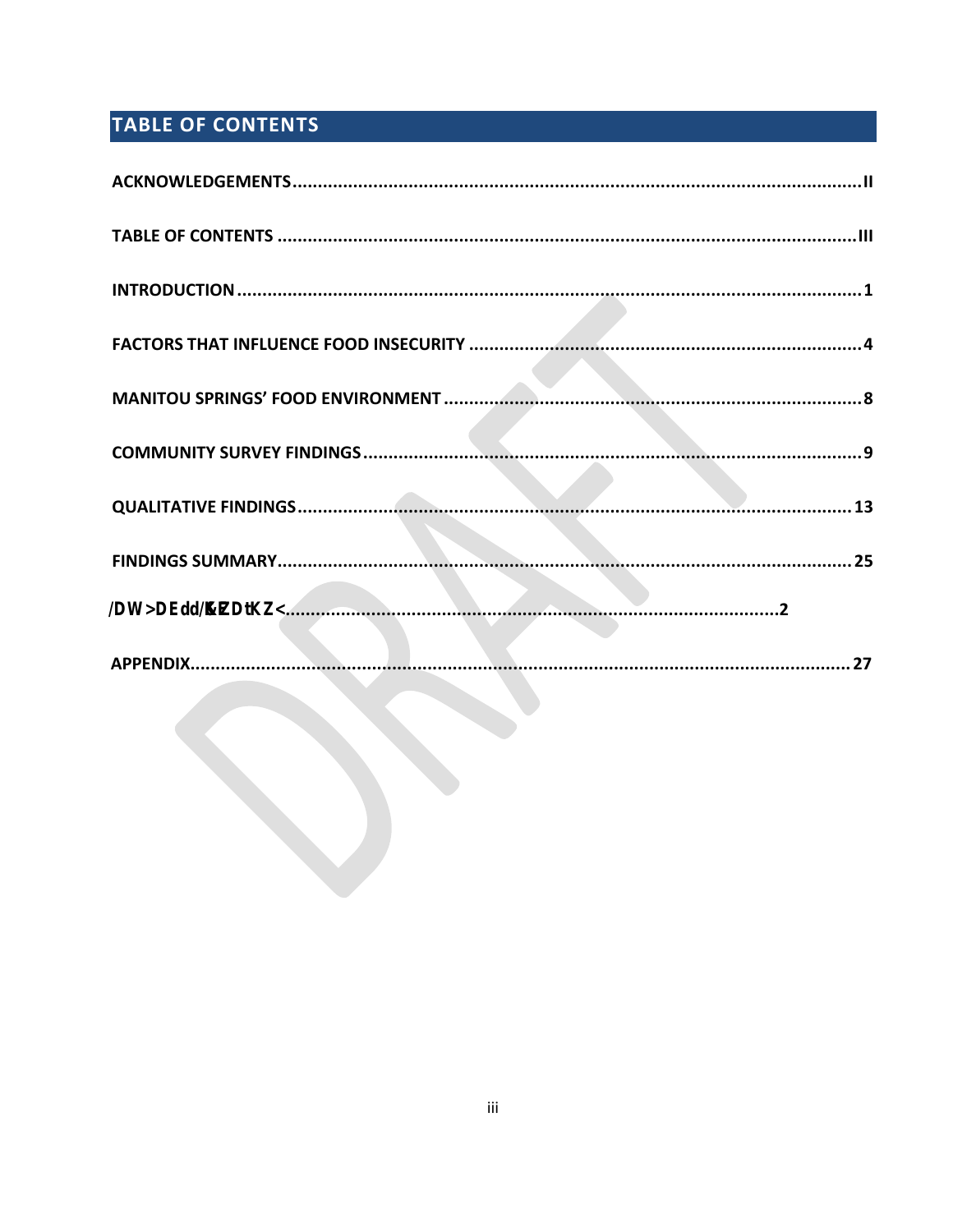## TABLE OF CONTENTS

ACKNOWLEDGEMENTS....................................................................................................................II

TABLE OF CONTENTS .....................................................................................................................III

INTRODUCTION ..............................................................................................................................1

FACTORS THAT INFLUENCE FOOD INSECURITY ...............................................................................4

MANITOU SPRINGS' FOOD ENVIRONMENT .....................................................................................8

COMMUNITY SURVEY FINDINGS .....................................................................................................9

QUALITATIVE FINDINGS ...............................................................................................................13

FINDINGS SUMMARY....................................................................................................................25

/DW>DEdd/K&ZDtKZ<....................................................................................2

APPENDIX.......................................................................................................................................27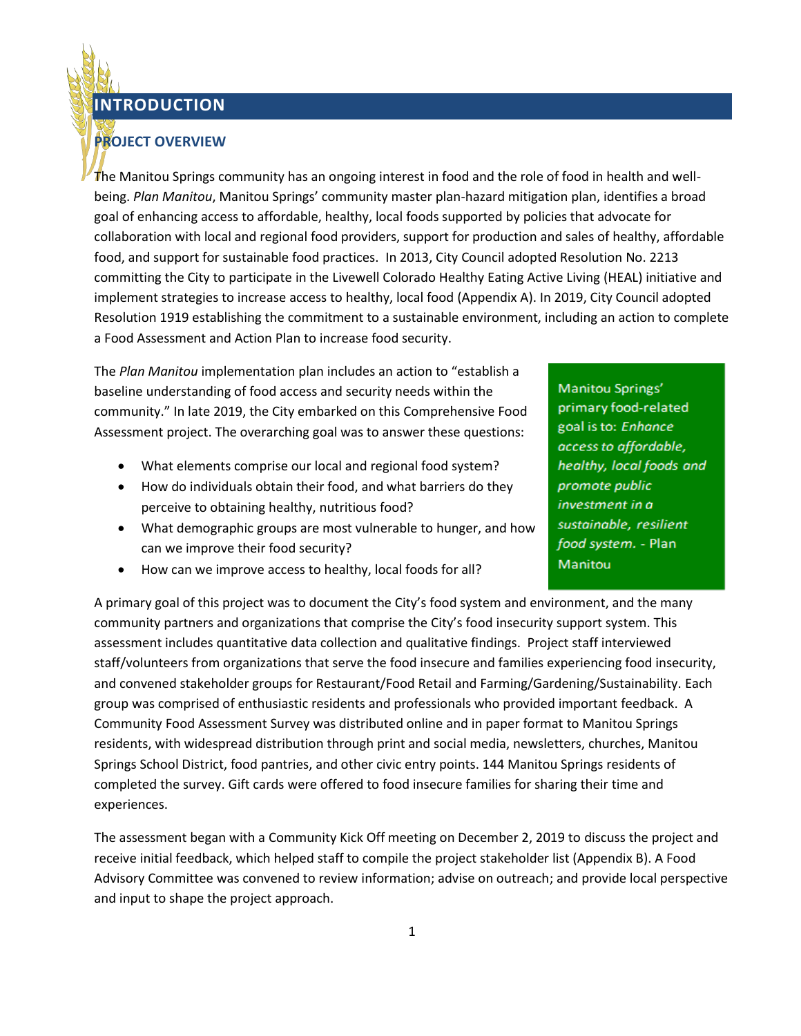# INTRODUCTION

## PROJECT OVERVIEW

The Manitou Springs community has an ongoing interest in food and the role of food in health and well-being. *Plan Manitou*, Manitou Springs' community master plan-hazard mitigation plan, identifies a broad goal of enhancing access to affordable, healthy, local foods supported by policies that advocate for collaboration with local and regional food providers, support for production and sales of healthy, affordable food, and support for sustainable food practices. In 2013, City Council adopted Resolution No. 2213 committing the City to participate in the Livewell Colorado Healthy Eating Active Living (HEAL) initiative and implement strategies to increase access to healthy, local food (Appendix A). In 2019, City Council adopted Resolution 1919 establishing the commitment to a sustainable environment, including an action to complete a Food Assessment and Action Plan to increase food security.

The *Plan Manitou* implementation plan includes an action to "establish a baseline understanding of food access and security needs within the community." In late 2019, the City embarked on this Comprehensive Food Assessment project. The overarching goal was to answer these questions:

- What elements comprise our local and regional food system?
- How do individuals obtain their food, and what barriers do they perceive to obtaining healthy, nutritious food?
- What demographic groups are most vulnerable to hunger, and how can we improve their food security?
- How can we improve access to healthy, local foods for all?

> Manitou Springs' primary food-related goal is to: *Enhance access to affordable, healthy, local foods and promote public investment in a sustainable, resilient food system.* - Plan Manitou

A primary goal of this project was to document the City's food system and environment, and the many community partners and organizations that comprise the City's food insecurity support system. This assessment includes quantitative data collection and qualitative findings. Project staff interviewed staff/volunteers from organizations that serve the food insecure and families experiencing food insecurity, and convened stakeholder groups for Restaurant/Food Retail and Farming/Gardening/Sustainability. Each group was comprised of enthusiastic residents and professionals who provided important feedback. A Community Food Assessment Survey was distributed online and in paper format to Manitou Springs residents, with widespread distribution through print and social media, newsletters, churches, Manitou Springs School District, food pantries, and other civic entry points. 144 Manitou Springs residents of completed the survey. Gift cards were offered to food insecure families for sharing their time and experiences.

The assessment began with a Community Kick Off meeting on December 2, 2019 to discuss the project and receive initial feedback, which helped staff to compile the project stakeholder list (Appendix B). A Food Advisory Committee was convened to review information; advise on outreach; and provide local perspective and input to shape the project approach.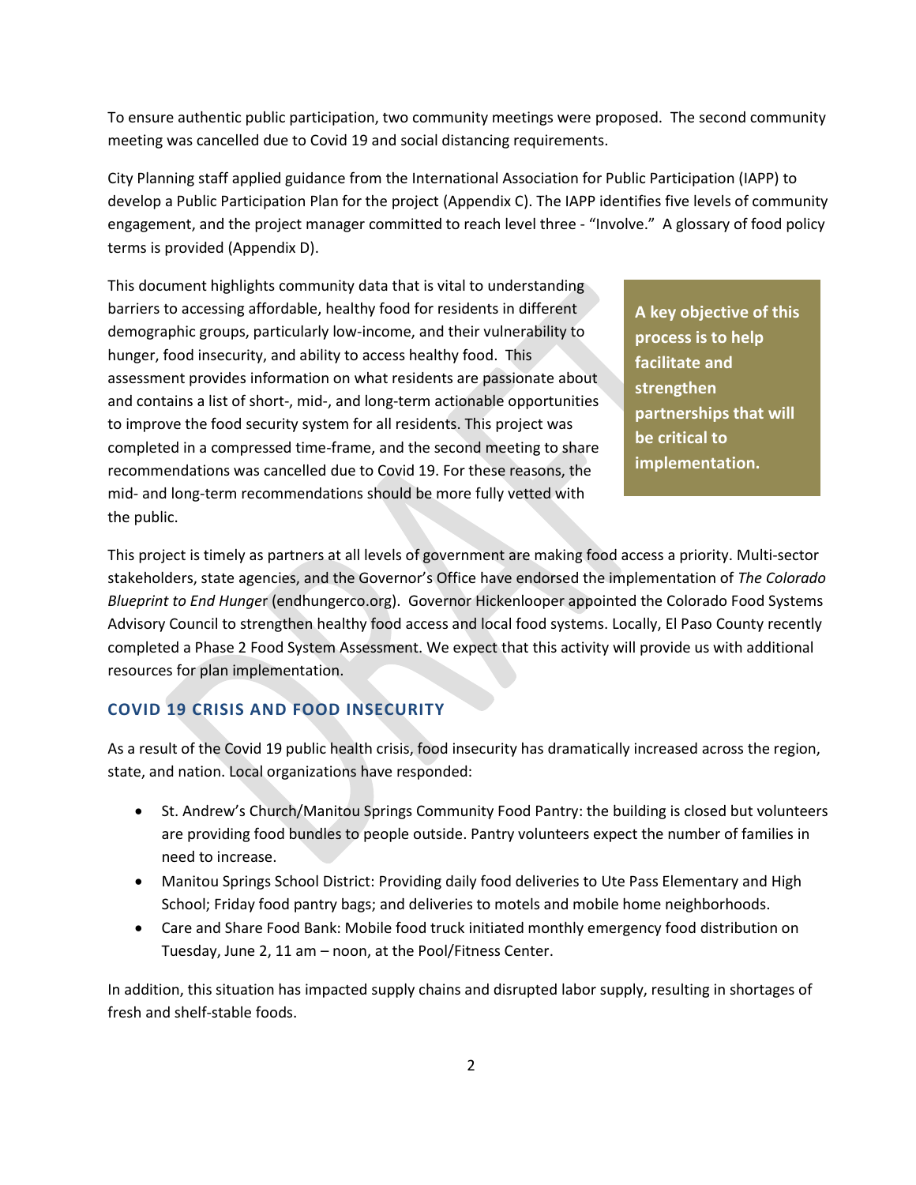To ensure authentic public participation, two community meetings were proposed. The second community meeting was cancelled due to Covid 19 and social distancing requirements.

City Planning staff applied guidance from the International Association for Public Participation (IAPP) to develop a Public Participation Plan for the project (Appendix C). The IAPP identifies five levels of community engagement, and the project manager committed to reach level three - "Involve." A glossary of food policy terms is provided (Appendix D).

This document highlights community data that is vital to understanding barriers to accessing affordable, healthy food for residents in different demographic groups, particularly low-income, and their vulnerability to hunger, food insecurity, and ability to access healthy food. This assessment provides information on what residents are passionate about and contains a list of short-, mid-, and long-term actionable opportunities to improve the food security system for all residents. This project was completed in a compressed time-frame, and the second meeting to share recommendations was cancelled due to Covid 19. For these reasons, the mid- and long-term recommendations should be more fully vetted with the public.

**A key objective of this process is to help facilitate and strengthen partnerships that will be critical to implementation.**

This project is timely as partners at all levels of government are making food access a priority. Multi-sector stakeholders, state agencies, and the Governor's Office have endorsed the implementation of *The Colorado Blueprint to End Hunger* (endhungerco.org). Governor Hickenlooper appointed the Colorado Food Systems Advisory Council to strengthen healthy food access and local food systems. Locally, El Paso County recently completed a Phase 2 Food System Assessment. We expect that this activity will provide us with additional resources for plan implementation.

## COVID 19 CRISIS AND FOOD INSECURITY

As a result of the Covid 19 public health crisis, food insecurity has dramatically increased across the region, state, and nation. Local organizations have responded:

- St. Andrew's Church/Manitou Springs Community Food Pantry: the building is closed but volunteers are providing food bundles to people outside. Pantry volunteers expect the number of families in need to increase.
- Manitou Springs School District: Providing daily food deliveries to Ute Pass Elementary and High School; Friday food pantry bags; and deliveries to motels and mobile home neighborhoods.
- Care and Share Food Bank: Mobile food truck initiated monthly emergency food distribution on Tuesday, June 2, 11 am – noon, at the Pool/Fitness Center.

In addition, this situation has impacted supply chains and disrupted labor supply, resulting in shortages of fresh and shelf-stable foods.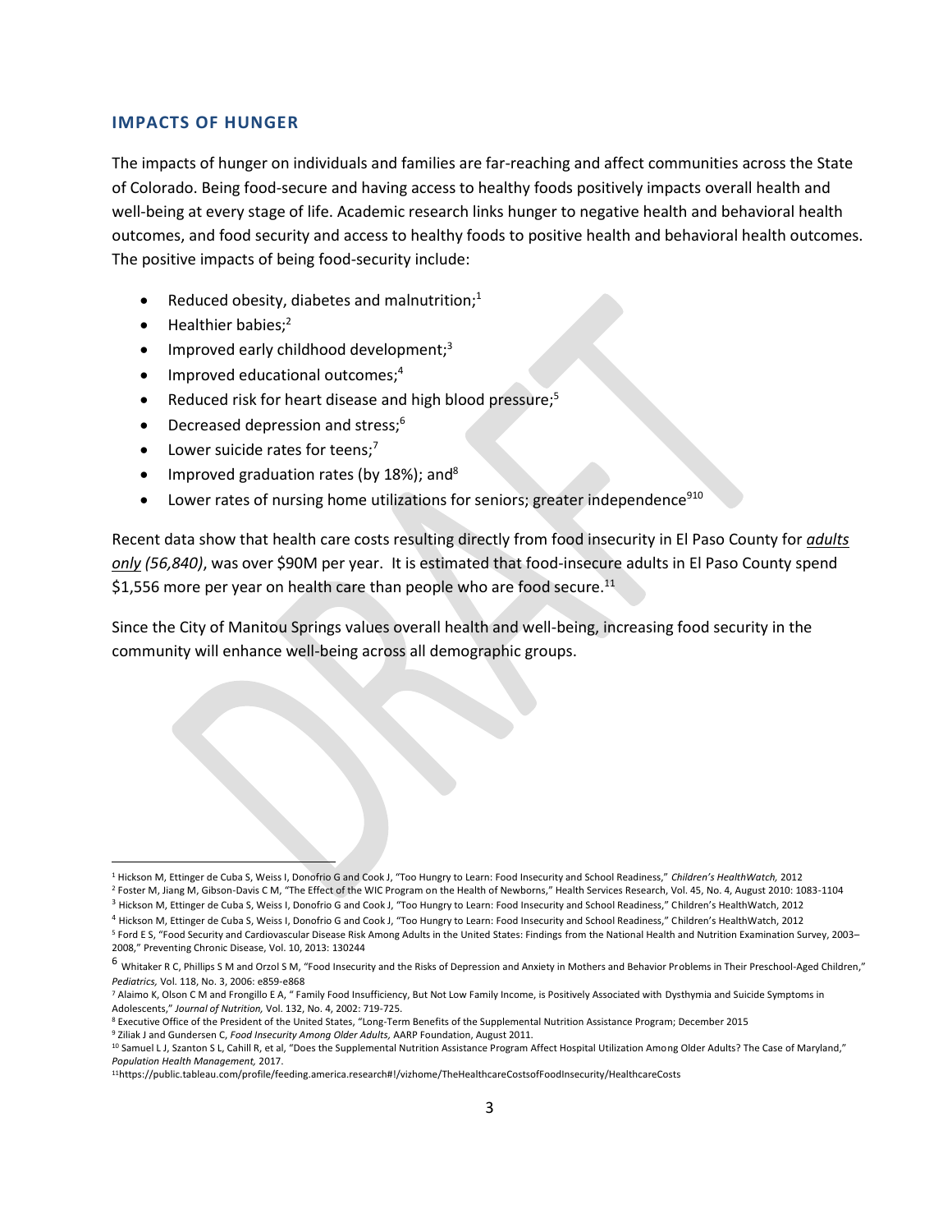## IMPACTS OF HUNGER

The impacts of hunger on individuals and families are far-reaching and affect communities across the State of Colorado. Being food-secure and having access to healthy foods positively impacts overall health and well-being at every stage of life. Academic research links hunger to negative health and behavioral health outcomes, and food security and access to healthy foods to positive health and behavioral health outcomes. The positive impacts of being food-security include:

- Reduced obesity, diabetes and malnutrition;[1]
- Healthier babies;[2]
- Improved early childhood development;[3]
- Improved educational outcomes;[4]
- Reduced risk for heart disease and high blood pressure;[5]
- Decreased depression and stress;[6]
- Lower suicide rates for teens;[7]
- Improved graduation rates (by 18%); and[8]
- Lower rates of nursing home utilizations for seniors; greater independence[9][10]

Recent data show that health care costs resulting directly from food insecurity in El Paso County for <u>*adults only*</u> *(56,840)*, was over $90M per year. It is estimated that food-insecure adults in El Paso County spend $1,556 more per year on health care than people who are food secure.[11]

Since the City of Manitou Springs values overall health and well-being, increasing food security in the community will enhance well-being across all demographic groups.

---

[1] Hickson M, Ettinger de Cuba S, Weiss I, Donofrio G and Cook J, "Too Hungry to Learn: Food Insecurity and School Readiness," *Children's HealthWatch,* 2012

[2] Foster M, Jiang M, Gibson-Davis C M, "The Effect of the WIC Program on the Health of Newborns," Health Services Research, Vol. 45, No. 4, August 2010: 1083-1104

[3] Hickson M, Ettinger de Cuba S, Weiss I, Donofrio G and Cook J, "Too Hungry to Learn: Food Insecurity and School Readiness," Children's HealthWatch, 2012

[4] Hickson M, Ettinger de Cuba S, Weiss I, Donofrio G and Cook J, "Too Hungry to Learn: Food Insecurity and School Readiness," Children's HealthWatch, 2012

[5] Ford E S, "Food Security and Cardiovascular Disease Risk Among Adults in the United States: Findings from the National Health and Nutrition Examination Survey, 2003–2008," Preventing Chronic Disease, Vol. 10, 2013: 130244

[6] Whitaker R C, Phillips S M and Orzol S M, "Food Insecurity and the Risks of Depression and Anxiety in Mothers and Behavior Problems in Their Preschool-Aged Children," *Pediatrics,* Vol. 118, No. 3, 2006: e859-e868

[7] Alaimo K, Olson C M and Frongillo E A, " Family Food Insufficiency, But Not Low Family Income, is Positively Associated with Dysthymia and Suicide Symptoms in Adolescents," *Journal of Nutrition,* Vol. 132, No. 4, 2002: 719-725.

[8] Executive Office of the President of the United States, "Long-Term Benefits of the Supplemental Nutrition Assistance Program; December 2015

[9] Ziliak J and Gundersen C, *Food Insecurity Among Older Adults,* AARP Foundation, August 2011.

[10] Samuel L J, Szanton S L, Cahill R, et al, "Does the Supplemental Nutrition Assistance Program Affect Hospital Utilization Among Older Adults? The Case of Maryland," *Population Health Management,* 2017.

[11] https://public.tableau.com/profile/feeding.america.research#!/vizhome/TheHealthcareCostsofFoodInsecurity/HealthcareCosts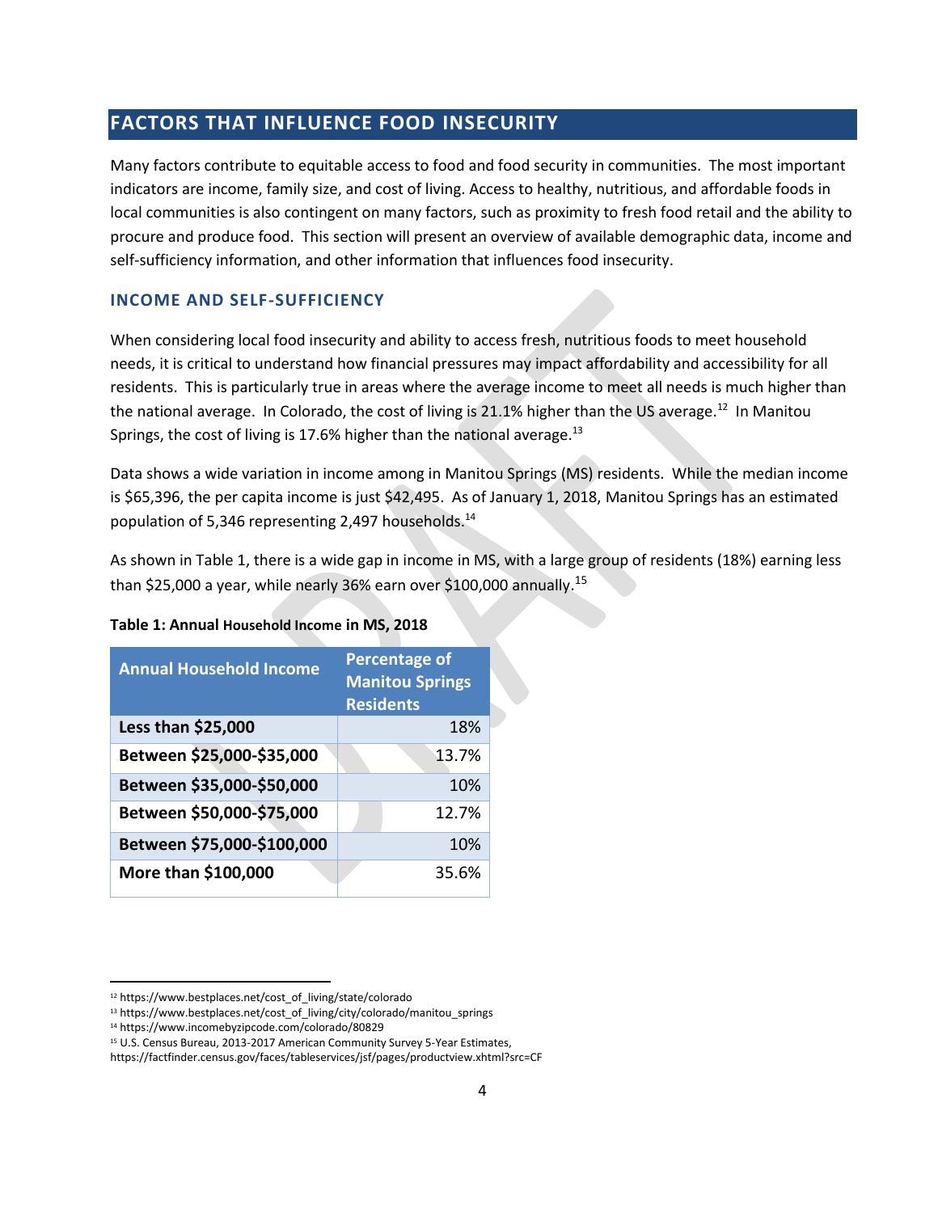## FACTORS THAT INFLUENCE FOOD INSECURITY

Many factors contribute to equitable access to food and food security in communities. The most important indicators are income, family size, and cost of living. Access to healthy, nutritious, and affordable foods in local communities is also contingent on many factors, such as proximity to fresh food retail and the ability to procure and produce food. This section will present an overview of available demographic data, income and self-sufficiency information, and other information that influences food insecurity.

### INCOME AND SELF-SUFFICIENCY

When considering local food insecurity and ability to access fresh, nutritious foods to meet household needs, it is critical to understand how financial pressures may impact affordability and accessibility for all residents. This is particularly true in areas where the average income to meet all needs is much higher than the national average. In Colorado, the cost of living is 21.1% higher than the US average.[12] In Manitou Springs, the cost of living is 17.6% higher than the national average.[13]

Data shows a wide variation in income among in Manitou Springs (MS) residents. While the median income is $65,396, the per capita income is just $42,495. As of January 1, 2018, Manitou Springs has an estimated population of 5,346 representing 2,497 households.[14]

As shown in Table 1, there is a wide gap in income in MS, with a large group of residents (18%) earning less than $25,000 a year, while nearly 36% earn over $100,000 annually.[15]

**Table 1: Annual Household Income in MS, 2018**

| Annual Household Income | Percentage of Manitou Springs Residents |
|---|---|
| **Less than $25,000** | 18% |
| **Between $25,000-$35,000** | 13.7% |
| **Between $35,000-$50,000** | 10% |
| **Between $50,000-$75,000** | 12.7% |
| **Between $75,000-$100,000** | 10% |
| **More than $100,000** | 35.6% |

---

[12] https://www.bestplaces.net/cost_of_living/state/colorado

[13] https://www.bestplaces.net/cost_of_living/city/colorado/manitou_springs

[14] https://www.incomebyzipcode.com/colorado/80829

[15] U.S. Census Bureau, 2013-2017 American Community Survey 5-Year Estimates, https://factfinder.census.gov/faces/tableservices/jsf/pages/productview.xhtml?src=CF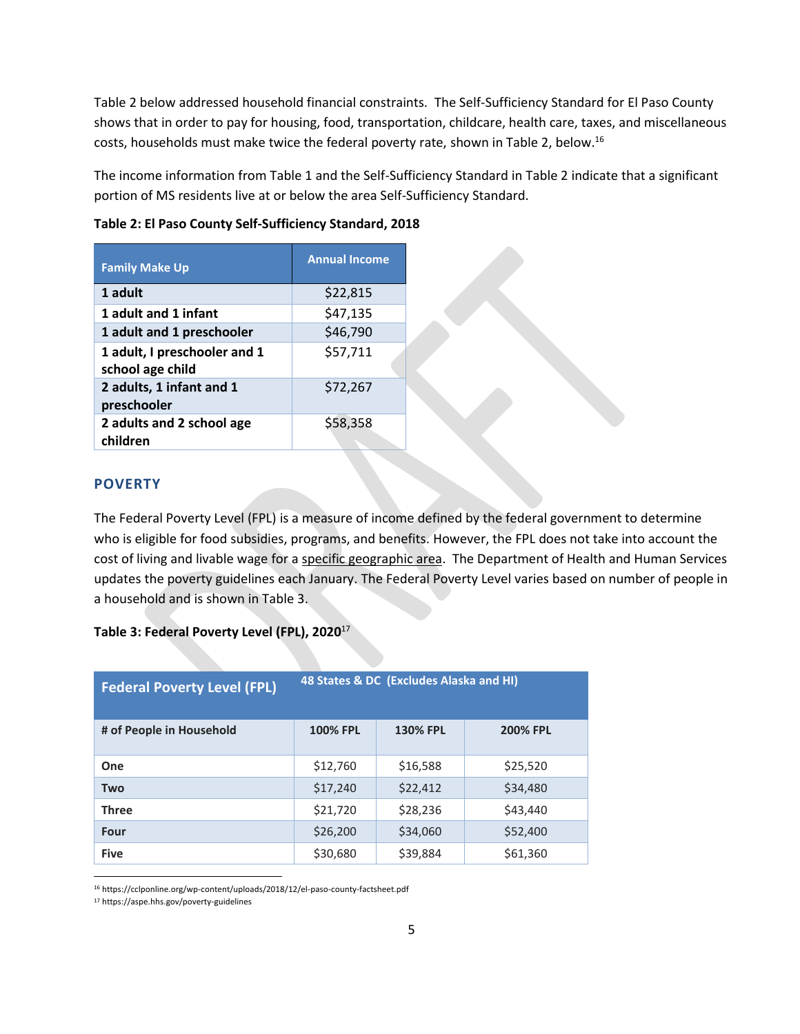Table 2 below addressed household financial constraints. The Self-Sufficiency Standard for El Paso County shows that in order to pay for housing, food, transportation, childcare, health care, taxes, and miscellaneous costs, households must make twice the federal poverty rate, shown in Table 2, below.[16]

The income information from Table 1 and the Self-Sufficiency Standard in Table 2 indicate that a significant portion of MS residents live at or below the area Self-Sufficiency Standard.

**Table 2: El Paso County Self-Sufficiency Standard, 2018**

| Family Make Up | Annual Income |
|---|---|
| **1 adult** | $22,815 |
| **1 adult and 1 infant** | $47,135 |
| **1 adult and 1 preschooler** | $46,790 |
| **1 adult, I preschooler and 1 school age child** | $57,711 |
| **2 adults, 1 infant and 1 preschooler** | $72,267 |
| **2 adults and 2 school age children** | $58,358 |

## POVERTY

The Federal Poverty Level (FPL) is a measure of income defined by the federal government to determine who is eligible for food subsidies, programs, and benefits. However, the FPL does not take into account the cost of living and livable wage for a specific geographic area. The Department of Health and Human Services updates the poverty guidelines each January. The Federal Poverty Level varies based on number of people in a household and is shown in Table 3.

**Table 3: Federal Poverty Level (FPL), 2020**[17]

| Federal Poverty Level (FPL) | 48 States & DC (Excludes Alaska and HI) | | |
|---|---|---|---|
| **# of People in Household** | **100% FPL** | **130% FPL** | **200% FPL** |
| **One** | $12,760 | $16,588 | $25,520 |
| **Two** | $17,240 | $22,412 | $34,480 |
| **Three** | $21,720 | $28,236 | $43,440 |
| **Four** | $26,200 | $34,060 | $52,400 |
| **Five** | $30,680 | $39,884 | $61,360 |

[16] https://cclponline.org/wp-content/uploads/2018/12/el-paso-county-factsheet.pdf

[17] https://aspe.hhs.gov/poverty-guidelines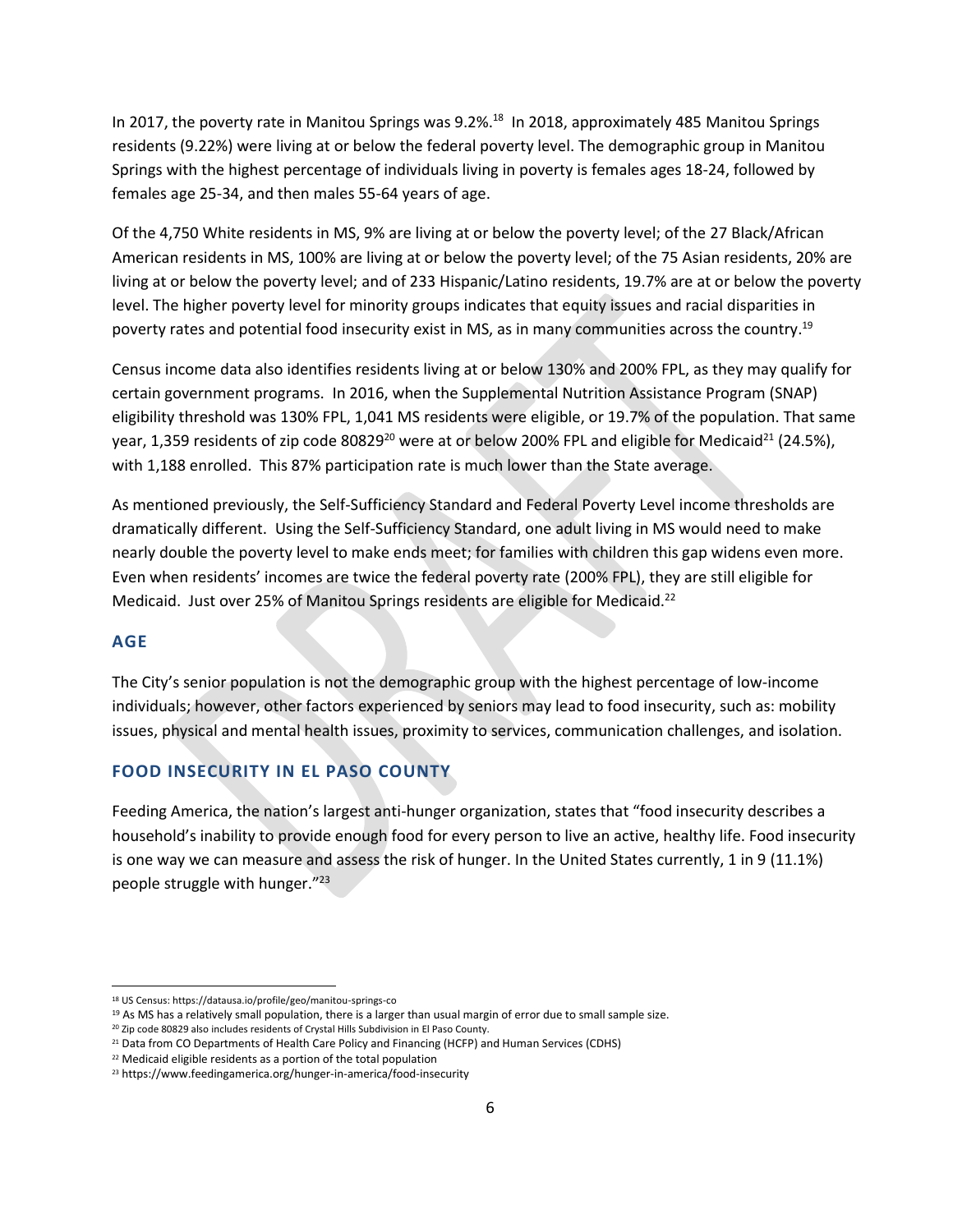In 2017, the poverty rate in Manitou Springs was 9.2%.[18] In 2018, approximately 485 Manitou Springs residents (9.22%) were living at or below the federal poverty level. The demographic group in Manitou Springs with the highest percentage of individuals living in poverty is females ages 18-24, followed by females age 25-34, and then males 55-64 years of age.

Of the 4,750 White residents in MS, 9% are living at or below the poverty level; of the 27 Black/African American residents in MS, 100% are living at or below the poverty level; of the 75 Asian residents, 20% are living at or below the poverty level; and of 233 Hispanic/Latino residents, 19.7% are at or below the poverty level. The higher poverty level for minority groups indicates that equity issues and racial disparities in poverty rates and potential food insecurity exist in MS, as in many communities across the country.[19]

Census income data also identifies residents living at or below 130% and 200% FPL, as they may qualify for certain government programs. In 2016, when the Supplemental Nutrition Assistance Program (SNAP) eligibility threshold was 130% FPL, 1,041 MS residents were eligible, or 19.7% of the population. That same year, 1,359 residents of zip code 80829[20] were at or below 200% FPL and eligible for Medicaid[21] (24.5%), with 1,188 enrolled. This 87% participation rate is much lower than the State average.

As mentioned previously, the Self-Sufficiency Standard and Federal Poverty Level income thresholds are dramatically different. Using the Self-Sufficiency Standard, one adult living in MS would need to make nearly double the poverty level to make ends meet; for families with children this gap widens even more. Even when residents' incomes are twice the federal poverty rate (200% FPL), they are still eligible for Medicaid. Just over 25% of Manitou Springs residents are eligible for Medicaid.[22]

## AGE

The City's senior population is not the demographic group with the highest percentage of low-income individuals; however, other factors experienced by seniors may lead to food insecurity, such as: mobility issues, physical and mental health issues, proximity to services, communication challenges, and isolation.

## FOOD INSECURITY IN EL PASO COUNTY

Feeding America, the nation's largest anti-hunger organization, states that "food insecurity describes a household's inability to provide enough food for every person to live an active, healthy life. Food insecurity is one way we can measure and assess the risk of hunger. In the United States currently, 1 in 9 (11.1%) people struggle with hunger."[23]

---

[18] US Census: https://datausa.io/profile/geo/manitou-springs-co

[19] As MS has a relatively small population, there is a larger than usual margin of error due to small sample size.

[20] Zip code 80829 also includes residents of Crystal Hills Subdivision in El Paso County.

[21] Data from CO Departments of Health Care Policy and Financing (HCFP) and Human Services (CDHS)

[22] Medicaid eligible residents as a portion of the total population

[23] https://www.feedingamerica.org/hunger-in-america/food-insecurity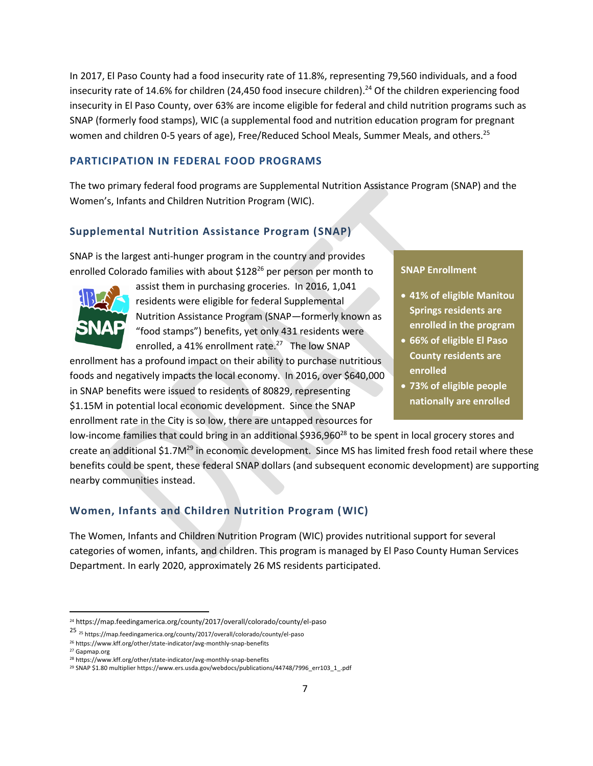In 2017, El Paso County had a food insecurity rate of 11.8%, representing 79,560 individuals, and a food insecurity rate of 14.6% for children (24,450 food insecure children).[24] Of the children experiencing food insecurity in El Paso County, over 63% are income eligible for federal and child nutrition programs such as SNAP (formerly food stamps), WIC (a supplemental food and nutrition education program for pregnant women and children 0-5 years of age), Free/Reduced School Meals, Summer Meals, and others.[25]

## PARTICIPATION IN FEDERAL FOOD PROGRAMS

The two primary federal food programs are Supplemental Nutrition Assistance Program (SNAP) and the Women's, Infants and Children Nutrition Program (WIC).

### Supplemental Nutrition Assistance Program (SNAP)

SNAP is the largest anti-hunger program in the country and provides enrolled Colorado families with about $128[26] per person per month to assist them in purchasing groceries. In 2016, 1,041 residents were eligible for federal Supplemental Nutrition Assistance Program (SNAP—formerly known as "food stamps") benefits, yet only 431 residents were enrolled, a 41% enrollment rate.[27] The low SNAP enrollment has a profound impact on their ability to purchase nutritious foods and negatively impacts the local economy. In 2016, over $640,000 in SNAP benefits were issued to residents of 80829, representing $1.15M in potential local economic development. Since the SNAP enrollment rate in the City is so low, there are untapped resources for low-income families that could bring in an additional $936,960[28] to be spent in local grocery stores and create an additional $1.7M[29] in economic development. Since MS has limited fresh food retail where these benefits could be spent, these federal SNAP dollars (and subsequent economic development) are supporting nearby communities instead.

**SNAP Enrollment**

- **41% of eligible Manitou Springs residents are enrolled in the program**
- **66% of eligible El Paso County residents are enrolled**
- **73% of eligible people nationally are enrolled**

### Women, Infants and Children Nutrition Program (WIC)

The Women, Infants and Children Nutrition Program (WIC) provides nutritional support for several categories of women, infants, and children. This program is managed by El Paso County Human Services Department. In early 2020, approximately 26 MS residents participated.

---

[24] https://map.feedingamerica.org/county/2017/overall/colorado/county/el-paso

[25] https://map.feedingamerica.org/county/2017/overall/colorado/county/el-paso

[26] https://www.kff.org/other/state-indicator/avg-monthly-snap-benefits

[27] Gapmap.org

[28] https://www.kff.org/other/state-indicator/avg-monthly-snap-benefits

[29] SNAP $1.80 multiplier https://www.ers.usda.gov/webdocs/publications/44748/7996_err103_1_.pdf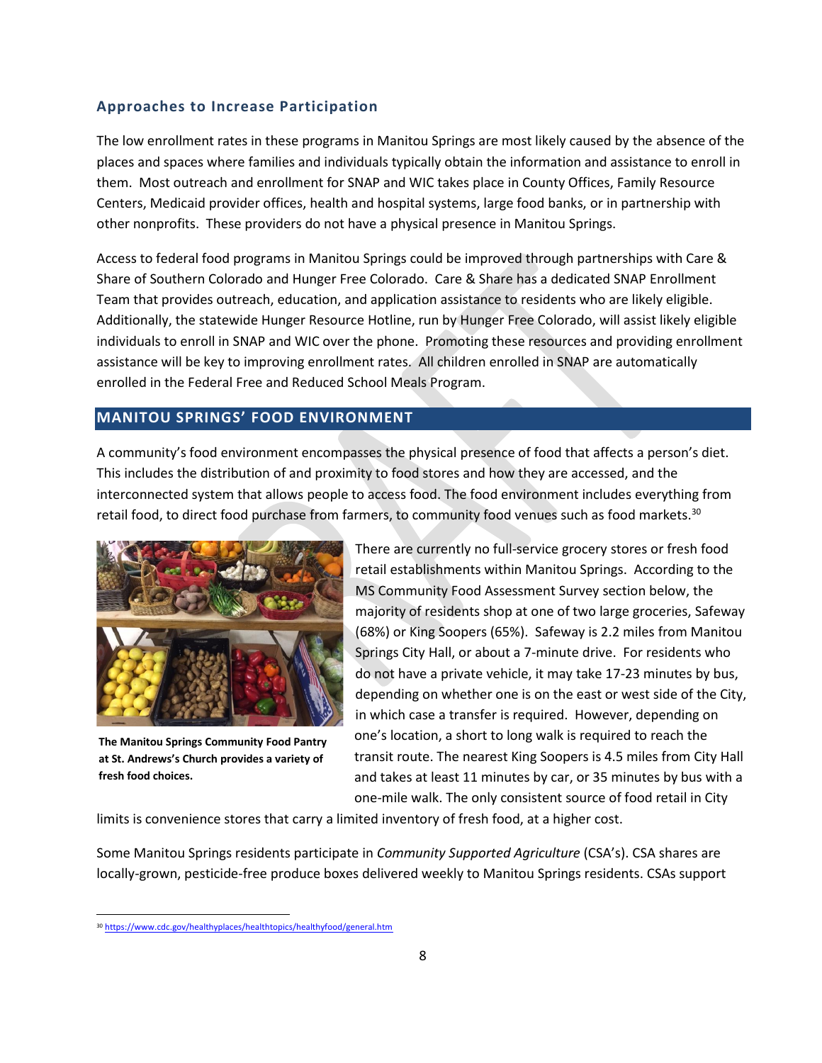### Approaches to Increase Participation

The low enrollment rates in these programs in Manitou Springs are most likely caused by the absence of the places and spaces where families and individuals typically obtain the information and assistance to enroll in them. Most outreach and enrollment for SNAP and WIC takes place in County Offices, Family Resource Centers, Medicaid provider offices, health and hospital systems, large food banks, or in partnership with other nonprofits. These providers do not have a physical presence in Manitou Springs.

Access to federal food programs in Manitou Springs could be improved through partnerships with Care & Share of Southern Colorado and Hunger Free Colorado. Care & Share has a dedicated SNAP Enrollment Team that provides outreach, education, and application assistance to residents who are likely eligible. Additionally, the statewide Hunger Resource Hotline, run by Hunger Free Colorado, will assist likely eligible individuals to enroll in SNAP and WIC over the phone. Promoting these resources and providing enrollment assistance will be key to improving enrollment rates. All children enrolled in SNAP are automatically enrolled in the Federal Free and Reduced School Meals Program.

## MANITOU SPRINGS' FOOD ENVIRONMENT

A community's food environment encompasses the physical presence of food that affects a person's diet. This includes the distribution of and proximity to food stores and how they are accessed, and the interconnected system that allows people to access food. The food environment includes everything from retail food, to direct food purchase from farmers, to community food venues such as food markets.[30]

**The Manitou Springs Community Food Pantry at St. Andrews's Church provides a variety of fresh food choices.**

There are currently no full-service grocery stores or fresh food retail establishments within Manitou Springs. According to the MS Community Food Assessment Survey section below, the majority of residents shop at one of two large groceries, Safeway (68%) or King Soopers (65%). Safeway is 2.2 miles from Manitou Springs City Hall, or about a 7-minute drive. For residents who do not have a private vehicle, it may take 17-23 minutes by bus, depending on whether one is on the east or west side of the City, in which case a transfer is required. However, depending on one's location, a short to long walk is required to reach the transit route. The nearest King Soopers is 4.5 miles from City Hall and takes at least 11 minutes by car, or 35 minutes by bus with a one-mile walk. The only consistent source of food retail in City limits is convenience stores that carry a limited inventory of fresh food, at a higher cost.

Some Manitou Springs residents participate in *Community Supported Agriculture* (CSA's). CSA shares are locally-grown, pesticide-free produce boxes delivered weekly to Manitou Springs residents. CSAs support

[30] https://www.cdc.gov/healthyplaces/healthtopics/healthyfood/general.htm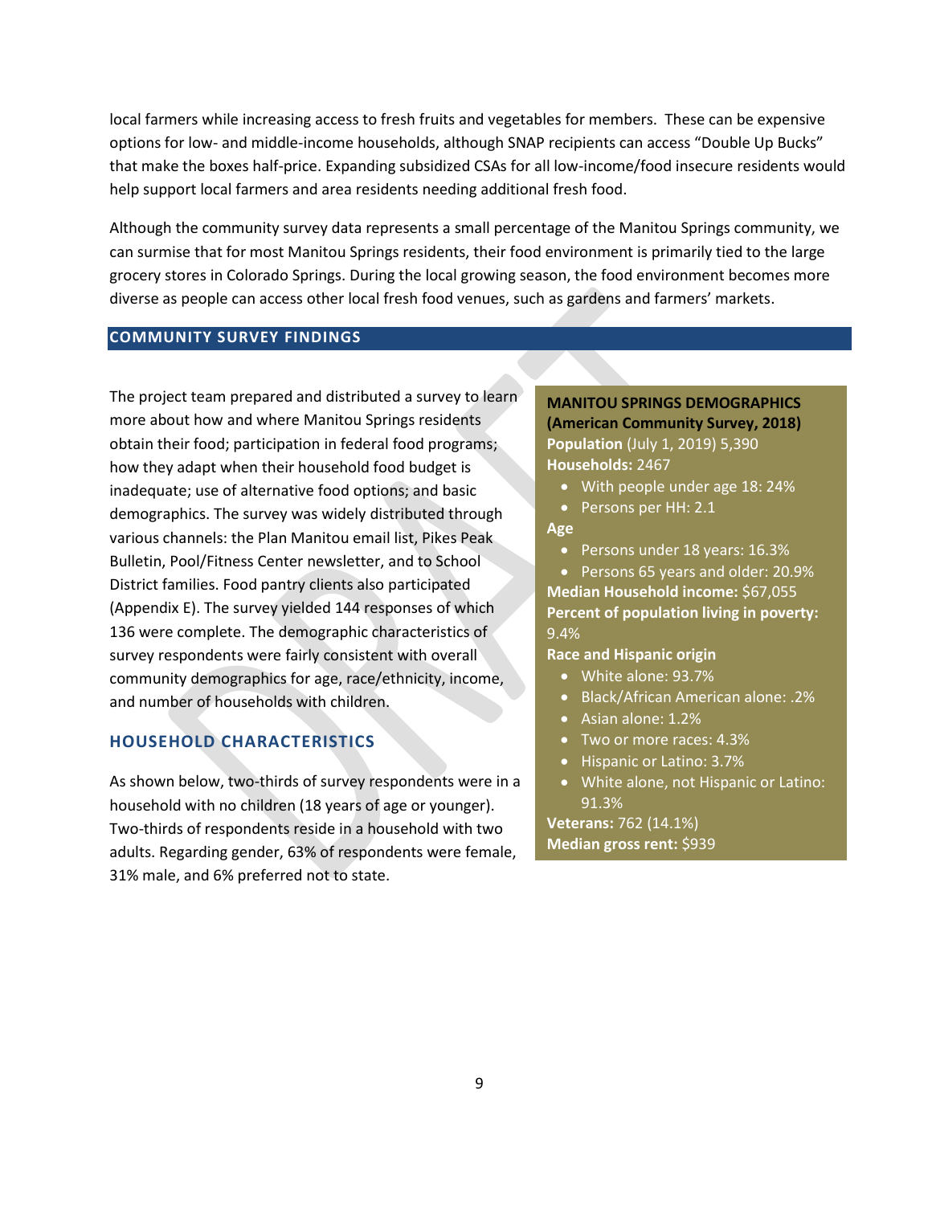local farmers while increasing access to fresh fruits and vegetables for members. These can be expensive options for low- and middle-income households, although SNAP recipients can access "Double Up Bucks" that make the boxes half-price. Expanding subsidized CSAs for all low-income/food insecure residents would help support local farmers and area residents needing additional fresh food.

Although the community survey data represents a small percentage of the Manitou Springs community, we can surmise that for most Manitou Springs residents, their food environment is primarily tied to the large grocery stores in Colorado Springs. During the local growing season, the food environment becomes more diverse as people can access other local fresh food venues, such as gardens and farmers' markets.

## COMMUNITY SURVEY FINDINGS

The project team prepared and distributed a survey to learn more about how and where Manitou Springs residents obtain their food; participation in federal food programs; how they adapt when their household food budget is inadequate; use of alternative food options; and basic demographics. The survey was widely distributed through various channels: the Plan Manitou email list, Pikes Peak Bulletin, Pool/Fitness Center newsletter, and to School District families. Food pantry clients also participated (Appendix E). The survey yielded 144 responses of which 136 were complete. The demographic characteristics of survey respondents were fairly consistent with overall community demographics for age, race/ethnicity, income, and number of households with children.

**MANITOU SPRINGS DEMOGRAPHICS (American Community Survey, 2018)**

**Population** (July 1, 2019) 5,390

**Households:** 2467

- With people under age 18: 24%
- Persons per HH: 2.1

**Age**

- Persons under 18 years: 16.3%
- Persons 65 years and older: 20.9%

**Median Household income:** $67,055

**Percent of population living in poverty:** 9.4%

**Race and Hispanic origin**

- White alone: 93.7%
- Black/African American alone: .2%
- Asian alone: 1.2%
- Two or more races: 4.3%
- Hispanic or Latino: 3.7%
- White alone, not Hispanic or Latino: 91.3%

**Veterans:** 762 (14.1%)

**Median gross rent:** $939

### HOUSEHOLD CHARACTERISTICS

As shown below, two-thirds of survey respondents were in a household with no children (18 years of age or younger). Two-thirds of respondents reside in a household with two adults. Regarding gender, 63% of respondents were female, 31% male, and 6% preferred not to state.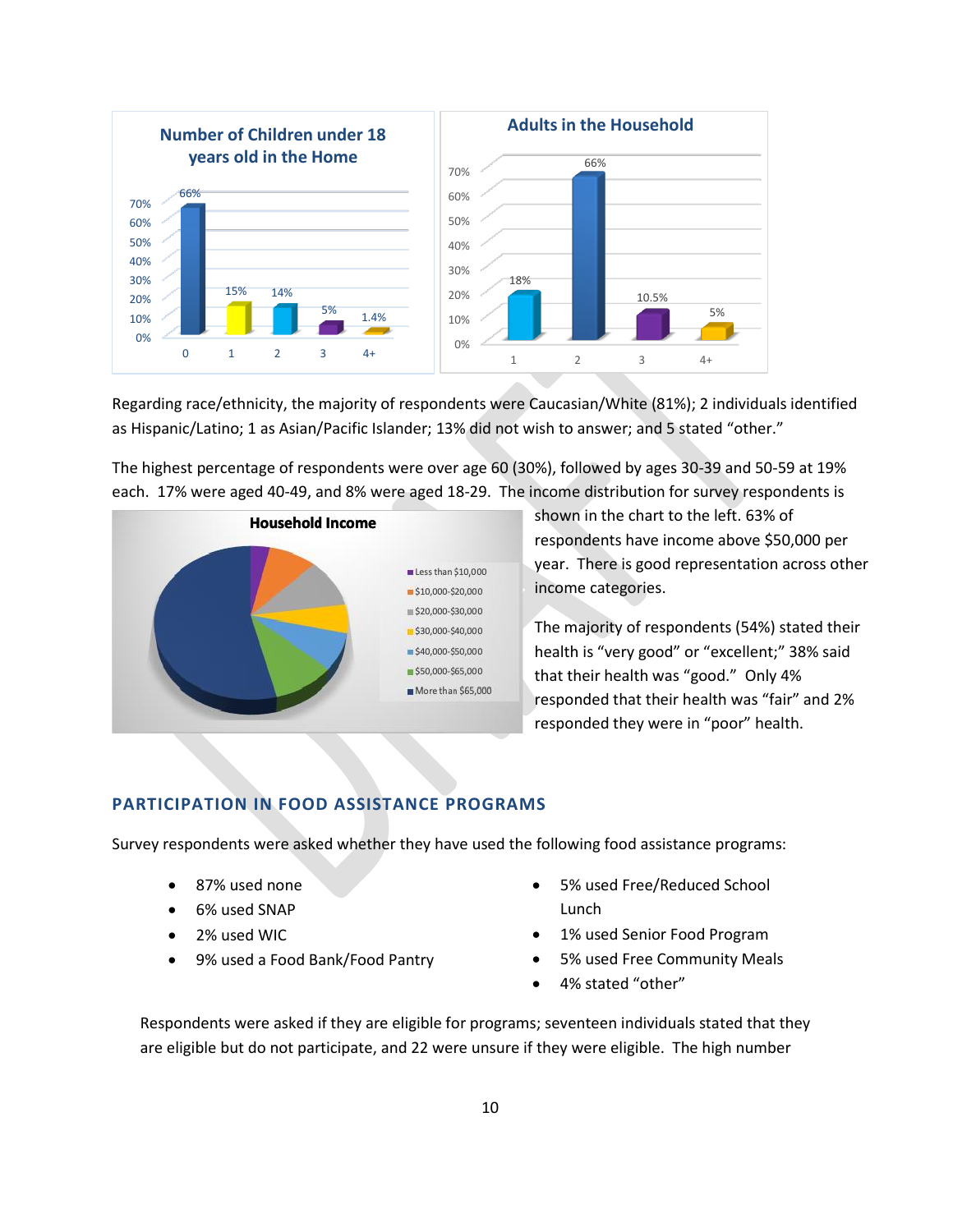**Number of Children under 18 years old in the Home**

| Children | Percent |
|---|---|
| 0 | 66% |
| 1 | 15% |
| 2 | 14% |
| 3 | 5% |
| 4+ | 1.4% |

**Adults in the Household**

| Adults | Percent |
|---|---|
| 1 | 18% |
| 2 | 66% |
| 3 | 10.5% |
| 4+ | 5% |

Regarding race/ethnicity, the majority of respondents were Caucasian/White (81%); 2 individuals identified as Hispanic/Latino; 1 as Asian/Pacific Islander; 13% did not wish to answer; and 5 stated "other."

The highest percentage of respondents were over age 60 (30%), followed by ages 30-39 and 50-59 at 19% each. 17% were aged 40-49, and 8% were aged 18-29. The income distribution for survey respondents is shown in the chart to the left. 63% of respondents have income above $50,000 per year. There is good representation across other income categories.

**Household Income**

- Less than $10,000
- $10,000-$20,000
- $20,000-$30,000
- $30,000-$40,000
- $40,000-$50,000
- $50,000-$65,000
- More than $65,000

The majority of respondents (54%) stated their health is "very good" or "excellent;" 38% said that their health was "good." Only 4% responded that their health was "fair" and 2% responded they were in "poor" health.

## PARTICIPATION IN FOOD ASSISTANCE PROGRAMS

Survey respondents were asked whether they have used the following food assistance programs:

- 87% used none
- 6% used SNAP
- 2% used WIC
- 9% used a Food Bank/Food Pantry
- 5% used Free/Reduced School Lunch
- 1% used Senior Food Program
- 5% used Free Community Meals
- 4% stated "other"

Respondents were asked if they are eligible for programs; seventeen individuals stated that they are eligible but do not participate, and 22 were unsure if they were eligible. The high number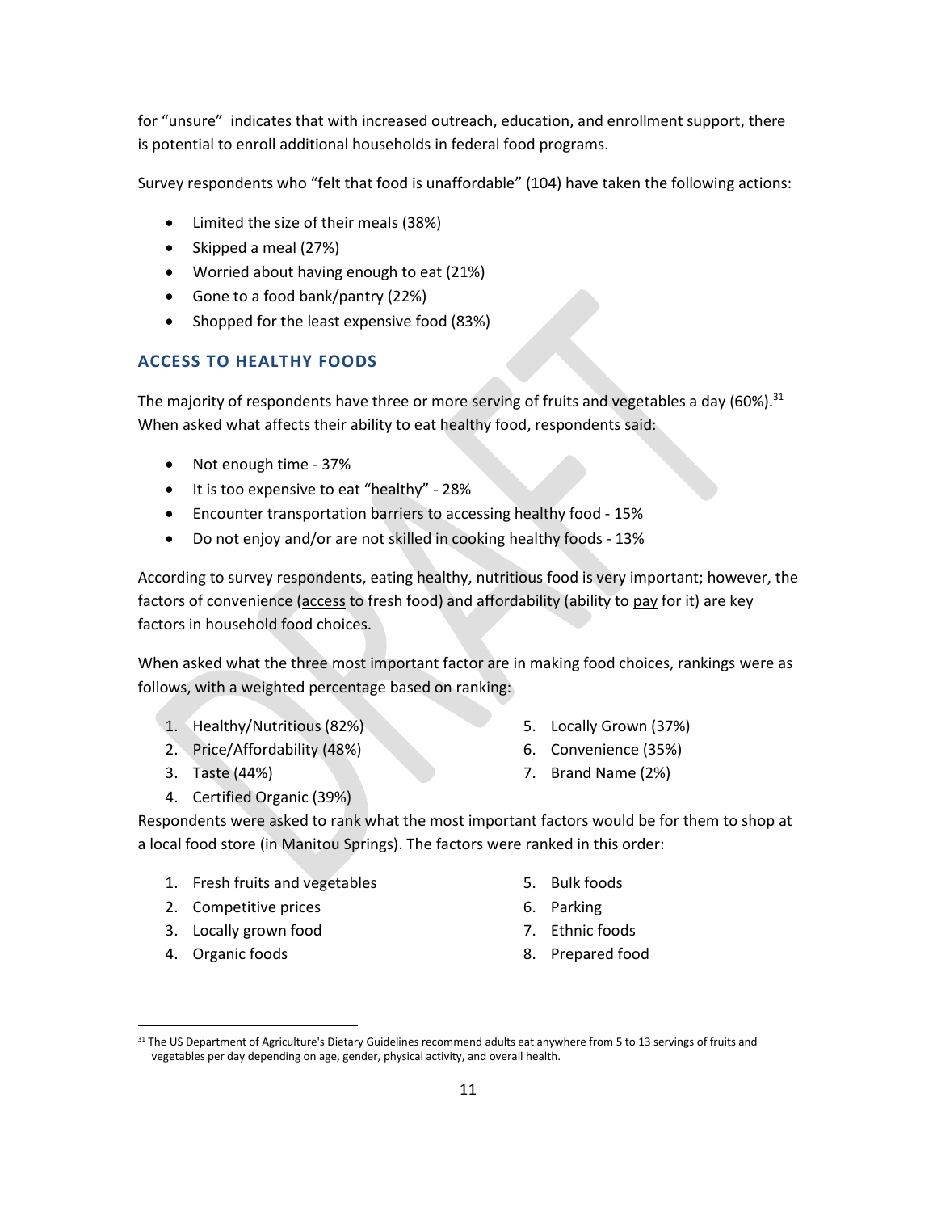for "unsure" indicates that with increased outreach, education, and enrollment support, there is potential to enroll additional households in federal food programs.

Survey respondents who "felt that food is unaffordable" (104) have taken the following actions:

- Limited the size of their meals (38%)
- Skipped a meal (27%)
- Worried about having enough to eat (21%)
- Gone to a food bank/pantry (22%)
- Shopped for the least expensive food (83%)

### ACCESS TO HEALTHY FOODS

The majority of respondents have three or more serving of fruits and vegetables a day (60%).[31] When asked what affects their ability to eat healthy food, respondents said:

- Not enough time - 37%
- It is too expensive to eat "healthy" - 28%
- Encounter transportation barriers to accessing healthy food - 15%
- Do not enjoy and/or are not skilled in cooking healthy foods - 13%

According to survey respondents, eating healthy, nutritious food is very important; however, the factors of convenience (access to fresh food) and affordability (ability to pay for it) are key factors in household food choices.

When asked what the three most important factor are in making food choices, rankings were as follows, with a weighted percentage based on ranking:

1. Healthy/Nutritious (82%)
2. Price/Affordability (48%)
3. Taste (44%)
4. Certified Organic (39%)
5. Locally Grown (37%)
6. Convenience (35%)
7. Brand Name (2%)

Respondents were asked to rank what the most important factors would be for them to shop at a local food store (in Manitou Springs). The factors were ranked in this order:

1. Fresh fruits and vegetables
2. Competitive prices
3. Locally grown food
4. Organic foods
5. Bulk foods
6. Parking
7. Ethnic foods
8. Prepared food

[31] The US Department of Agriculture's Dietary Guidelines recommend adults eat anywhere from 5 to 13 servings of fruits and vegetables per day depending on age, gender, physical activity, and overall health.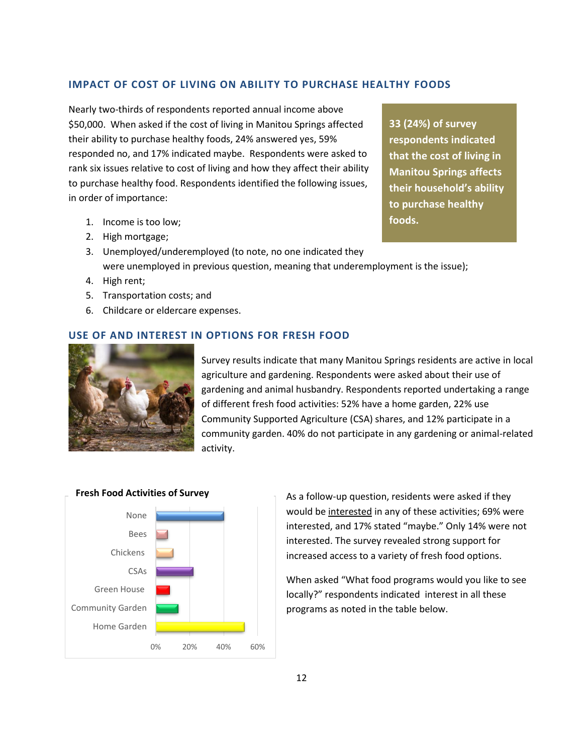## IMPACT OF COST OF LIVING ON ABILITY TO PURCHASE HEALTHY FOODS

Nearly two-thirds of respondents reported annual income above $50,000. When asked if the cost of living in Manitou Springs affected their ability to purchase healthy foods, 24% answered yes, 59% responded no, and 17% indicated maybe. Respondents were asked to rank six issues relative to cost of living and how they affect their ability to purchase healthy food. Respondents identified the following issues, in order of importance:

**33 (24%) of survey respondents indicated that the cost of living in Manitou Springs affects their household's ability to purchase healthy foods.**

1. Income is too low;
2. High mortgage;
3. Unemployed/underemployed (to note, no one indicated they were unemployed in previous question, meaning that underemployment is the issue);
4. High rent;
5. Transportation costs; and
6. Childcare or eldercare expenses.

## USE OF AND INTEREST IN OPTIONS FOR FRESH FOOD

Survey results indicate that many Manitou Springs residents are active in local agriculture and gardening. Respondents were asked about their use of gardening and animal husbandry. Respondents reported undertaking a range of different fresh food activities: 52% have a home garden, 22% use Community Supported Agriculture (CSA) shares, and 12% participate in a community garden. 40% do not participate in any gardening or animal-related activity.

**Fresh Food Activities of Survey**

| Activity | Approx. % |
|---|---|
| None | 40% |
| Bees | 7% |
| Chickens | 10% |
| CSAs | 22% |
| Green House | 8% |
| Community Garden | 13% |
| Home Garden | 52% |

As a follow-up question, residents were asked if they would be interested in any of these activities; 69% were interested, and 17% stated "maybe." Only 14% were not interested. The survey revealed strong support for increased access to a variety of fresh food options.

When asked "What food programs would you like to see locally?" respondents indicated interest in all these programs as noted in the table below.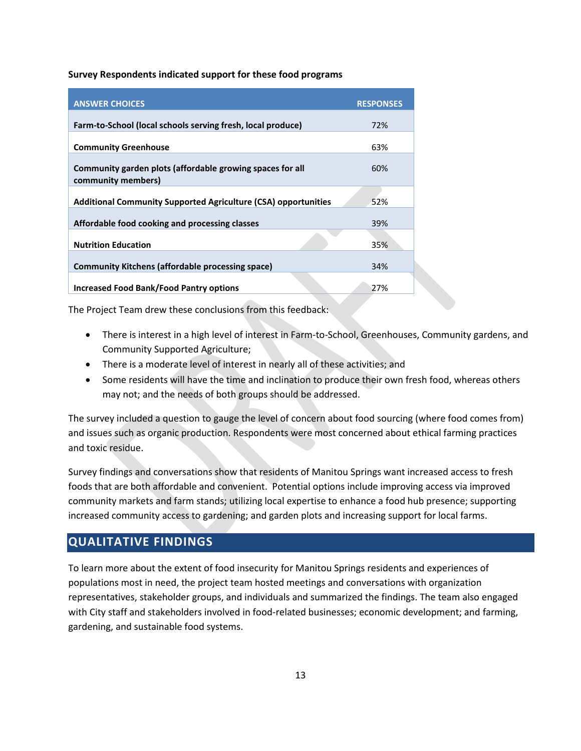**Survey Respondents indicated support for these food programs**

| ANSWER CHOICES | RESPONSES |
|---|---|
| **Farm-to-School (local schools serving fresh, local produce)** | 72% |
| **Community Greenhouse** | 63% |
| **Community garden plots (affordable growing spaces for all community members)** | 60% |
| **Additional Community Supported Agriculture (CSA) opportunities** | 52% |
| **Affordable food cooking and processing classes** | 39% |
| **Nutrition Education** | 35% |
| **Community Kitchens (affordable processing space)** | 34% |
| **Increased Food Bank/Food Pantry options** | 27% |

The Project Team drew these conclusions from this feedback:

- There is interest in a high level of interest in Farm-to-School, Greenhouses, Community gardens, and Community Supported Agriculture;
- There is a moderate level of interest in nearly all of these activities; and
- Some residents will have the time and inclination to produce their own fresh food, whereas others may not; and the needs of both groups should be addressed.

The survey included a question to gauge the level of concern about food sourcing (where food comes from) and issues such as organic production. Respondents were most concerned about ethical farming practices and toxic residue.

Survey findings and conversations show that residents of Manitou Springs want increased access to fresh foods that are both affordable and convenient. Potential options include improving access via improved community markets and farm stands; utilizing local expertise to enhance a food hub presence; supporting increased community access to gardening; and garden plots and increasing support for local farms.

## QUALITATIVE FINDINGS

To learn more about the extent of food insecurity for Manitou Springs residents and experiences of populations most in need, the project team hosted meetings and conversations with organization representatives, stakeholder groups, and individuals and summarized the findings. The team also engaged with City staff and stakeholders involved in food-related businesses; economic development; and farming, gardening, and sustainable food systems.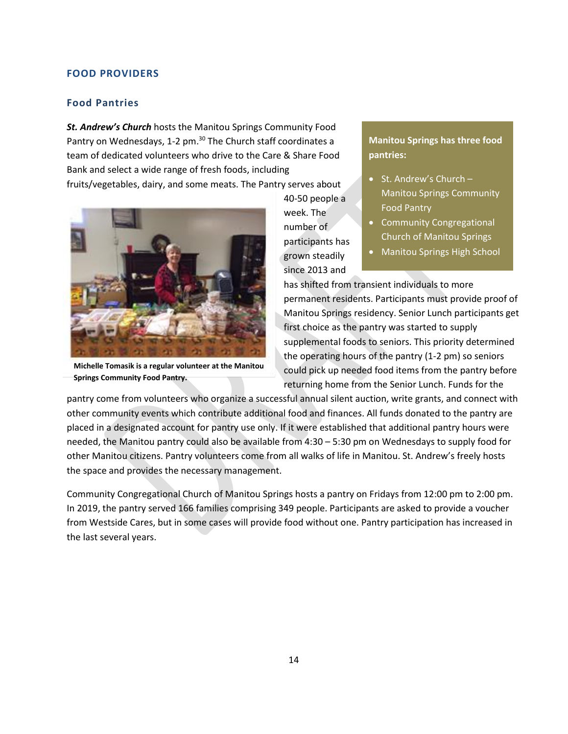## FOOD PROVIDERS

### Food Pantries

***St. Andrew's Church*** hosts the Manitou Springs Community Food Pantry on Wednesdays, 1-2 pm.[30] The Church staff coordinates a team of dedicated volunteers who drive to the Care & Share Food Bank and select a wide range of fresh foods, including fruits/vegetables, dairy, and some meats. The Pantry serves about 40-50 people a week. The number of participants has grown steadily since 2013 and has shifted from transient individuals to more permanent residents. Participants must provide proof of Manitou Springs residency. Senior Lunch participants get first choice as the pantry was started to supply supplemental foods to seniors. This priority determined the operating hours of the pantry (1-2 pm) so seniors could pick up needed food items from the pantry before returning home from the Senior Lunch. Funds for the pantry come from volunteers who organize a successful annual silent auction, write grants, and connect with other community events which contribute additional food and finances. All funds donated to the pantry are placed in a designated account for pantry use only. If it were established that additional pantry hours were needed, the Manitou pantry could also be available from 4:30 – 5:30 pm on Wednesdays to supply food for other Manitou citizens. Pantry volunteers come from all walks of life in Manitou. St. Andrew's freely hosts the space and provides the necessary management.

**Manitou Springs has three food pantries:**

- St. Andrew's Church – Manitou Springs Community Food Pantry
- Community Congregational Church of Manitou Springs
- Manitou Springs High School

**Michelle Tomasik is a regular volunteer at the Manitou Springs Community Food Pantry.**

Community Congregational Church of Manitou Springs hosts a pantry on Fridays from 12:00 pm to 2:00 pm. In 2019, the pantry served 166 families comprising 349 people. Participants are asked to provide a voucher from Westside Cares, but in some cases will provide food without one. Pantry participation has increased in the last several years.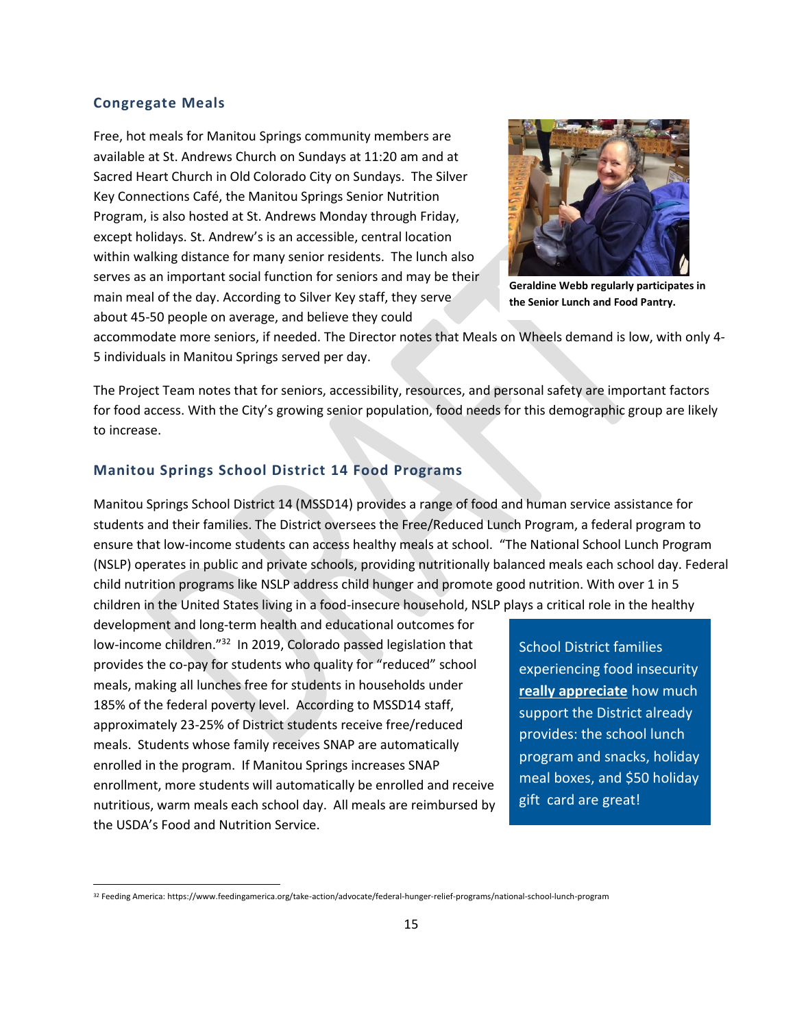## Congregate Meals

Free, hot meals for Manitou Springs community members are available at St. Andrews Church on Sundays at 11:20 am and at Sacred Heart Church in Old Colorado City on Sundays. The Silver Key Connections Café, the Manitou Springs Senior Nutrition Program, is also hosted at St. Andrews Monday through Friday, except holidays. St. Andrew's is an accessible, central location within walking distance for many senior residents. The lunch also serves as an important social function for seniors and may be their main meal of the day. According to Silver Key staff, they serve about 45-50 people on average, and believe they could accommodate more seniors, if needed. The Director notes that Meals on Wheels demand is low, with only 4-5 individuals in Manitou Springs served per day.

**Geraldine Webb regularly participates in the Senior Lunch and Food Pantry.**

The Project Team notes that for seniors, accessibility, resources, and personal safety are important factors for food access. With the City's growing senior population, food needs for this demographic group are likely to increase.

## Manitou Springs School District 14 Food Programs

Manitou Springs School District 14 (MSSD14) provides a range of food and human service assistance for students and their families. The District oversees the Free/Reduced Lunch Program, a federal program to ensure that low-income students can access healthy meals at school. "The National School Lunch Program (NSLP) operates in public and private schools, providing nutritionally balanced meals each school day. Federal child nutrition programs like NSLP address child hunger and promote good nutrition. With over 1 in 5 children in the United States living in a food-insecure household, NSLP plays a critical role in the healthy development and long-term health and educational outcomes for low-income children."[32] In 2019, Colorado passed legislation that provides the co-pay for students who quality for "reduced" school meals, making all lunches free for students in households under 185% of the federal poverty level. According to MSSD14 staff, approximately 23-25% of District students receive free/reduced meals. Students whose family receives SNAP are automatically enrolled in the program. If Manitou Springs increases SNAP enrollment, more students will automatically be enrolled and receive nutritious, warm meals each school day. All meals are reimbursed by the USDA's Food and Nutrition Service.

> School District families experiencing food insecurity **really appreciate** how much support the District already provides: the school lunch program and snacks, holiday meal boxes, and $50 holiday gift card are great!

[32] Feeding America: https://www.feedingamerica.org/take-action/advocate/federal-hunger-relief-programs/national-school-lunch-program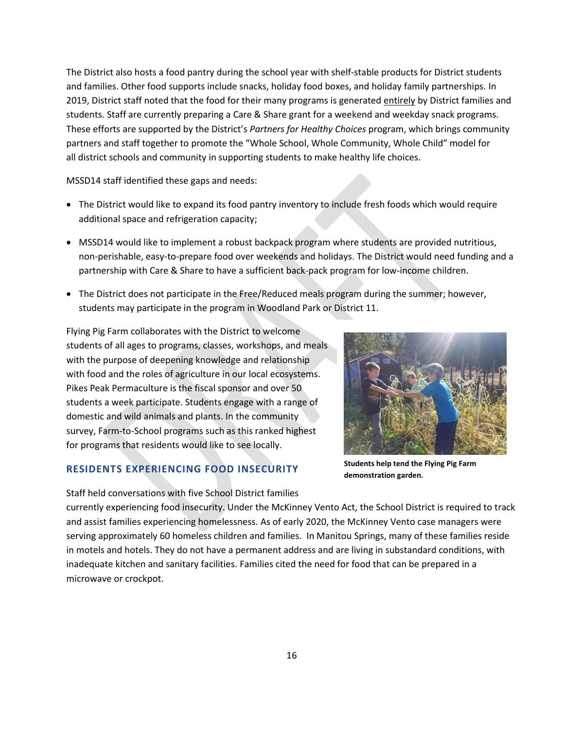The District also hosts a food pantry during the school year with shelf-stable products for District students and families. Other food supports include snacks, holiday food boxes, and holiday family partnerships. In 2019, District staff noted that the food for their many programs is generated entirely by District families and students. Staff are currently preparing a Care & Share grant for a weekend and weekday snack programs. These efforts are supported by the District's *Partners for Healthy Choices* program, which brings community partners and staff together to promote the "Whole School, Whole Community, Whole Child" model for all district schools and community in supporting students to make healthy life choices.

MSSD14 staff identified these gaps and needs:

- The District would like to expand its food pantry inventory to include fresh foods which would require additional space and refrigeration capacity;
- MSSD14 would like to implement a robust backpack program where students are provided nutritious, non-perishable, easy-to-prepare food over weekends and holidays. The District would need funding and a partnership with Care & Share to have a sufficient back-pack program for low-income children.
- The District does not participate in the Free/Reduced meals program during the summer; however, students may participate in the program in Woodland Park or District 11.

Flying Pig Farm collaborates with the District to welcome students of all ages to programs, classes, workshops, and meals with the purpose of deepening knowledge and relationship with food and the roles of agriculture in our local ecosystems. Pikes Peak Permaculture is the fiscal sponsor and over 50 students a week participate. Students engage with a range of domestic and wild animals and plants. In the community survey, Farm-to-School programs such as this ranked highest for programs that residents would like to see locally.

**Students help tend the Flying Pig Farm demonstration garden.**

## RESIDENTS EXPERIENCING FOOD INSECURITY

Staff held conversations with five School District families currently experiencing food insecurity. Under the McKinney Vento Act, the School District is required to track and assist families experiencing homelessness. As of early 2020, the McKinney Vento case managers were serving approximately 60 homeless children and families. In Manitou Springs, many of these families reside in motels and hotels. They do not have a permanent address and are living in substandard conditions, with inadequate kitchen and sanitary facilities. Families cited the need for food that can be prepared in a microwave or crockpot.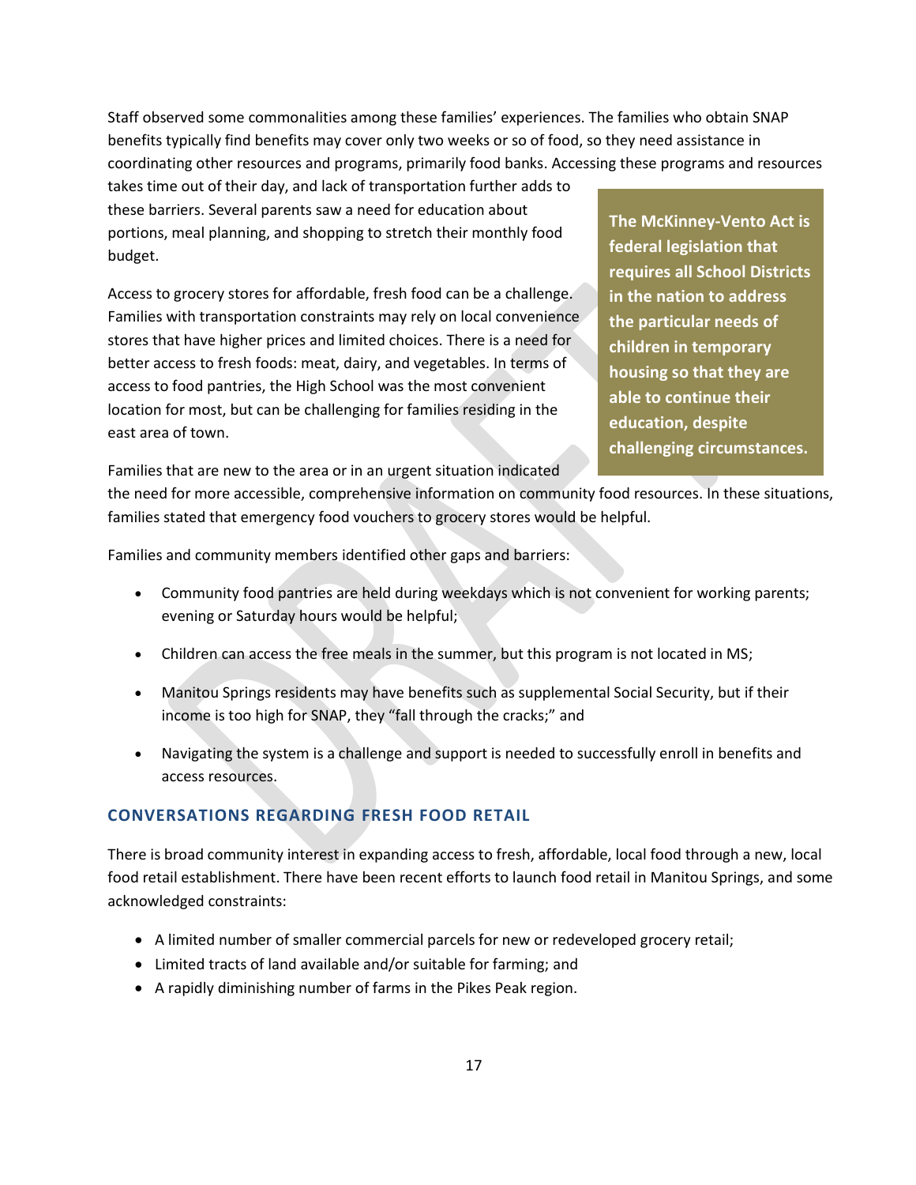Staff observed some commonalities among these families' experiences. The families who obtain SNAP benefits typically find benefits may cover only two weeks or so of food, so they need assistance in coordinating other resources and programs, primarily food banks. Accessing these programs and resources takes time out of their day, and lack of transportation further adds to these barriers. Several parents saw a need for education about portions, meal planning, and shopping to stretch their monthly food budget.

**The McKinney-Vento Act is federal legislation that requires all School Districts in the nation to address the particular needs of children in temporary housing so that they are able to continue their education, despite challenging circumstances.**

Access to grocery stores for affordable, fresh food can be a challenge. Families with transportation constraints may rely on local convenience stores that have higher prices and limited choices. There is a need for better access to fresh foods: meat, dairy, and vegetables. In terms of access to food pantries, the High School was the most convenient location for most, but can be challenging for families residing in the east area of town.

Families that are new to the area or in an urgent situation indicated the need for more accessible, comprehensive information on community food resources. In these situations, families stated that emergency food vouchers to grocery stores would be helpful.

Families and community members identified other gaps and barriers:

- Community food pantries are held during weekdays which is not convenient for working parents; evening or Saturday hours would be helpful;
- Children can access the free meals in the summer, but this program is not located in MS;
- Manitou Springs residents may have benefits such as supplemental Social Security, but if their income is too high for SNAP, they "fall through the cracks;" and
- Navigating the system is a challenge and support is needed to successfully enroll in benefits and access resources.

### CONVERSATIONS REGARDING FRESH FOOD RETAIL

There is broad community interest in expanding access to fresh, affordable, local food through a new, local food retail establishment. There have been recent efforts to launch food retail in Manitou Springs, and some acknowledged constraints:

- A limited number of smaller commercial parcels for new or redeveloped grocery retail;
- Limited tracts of land available and/or suitable for farming; and
- A rapidly diminishing number of farms in the Pikes Peak region.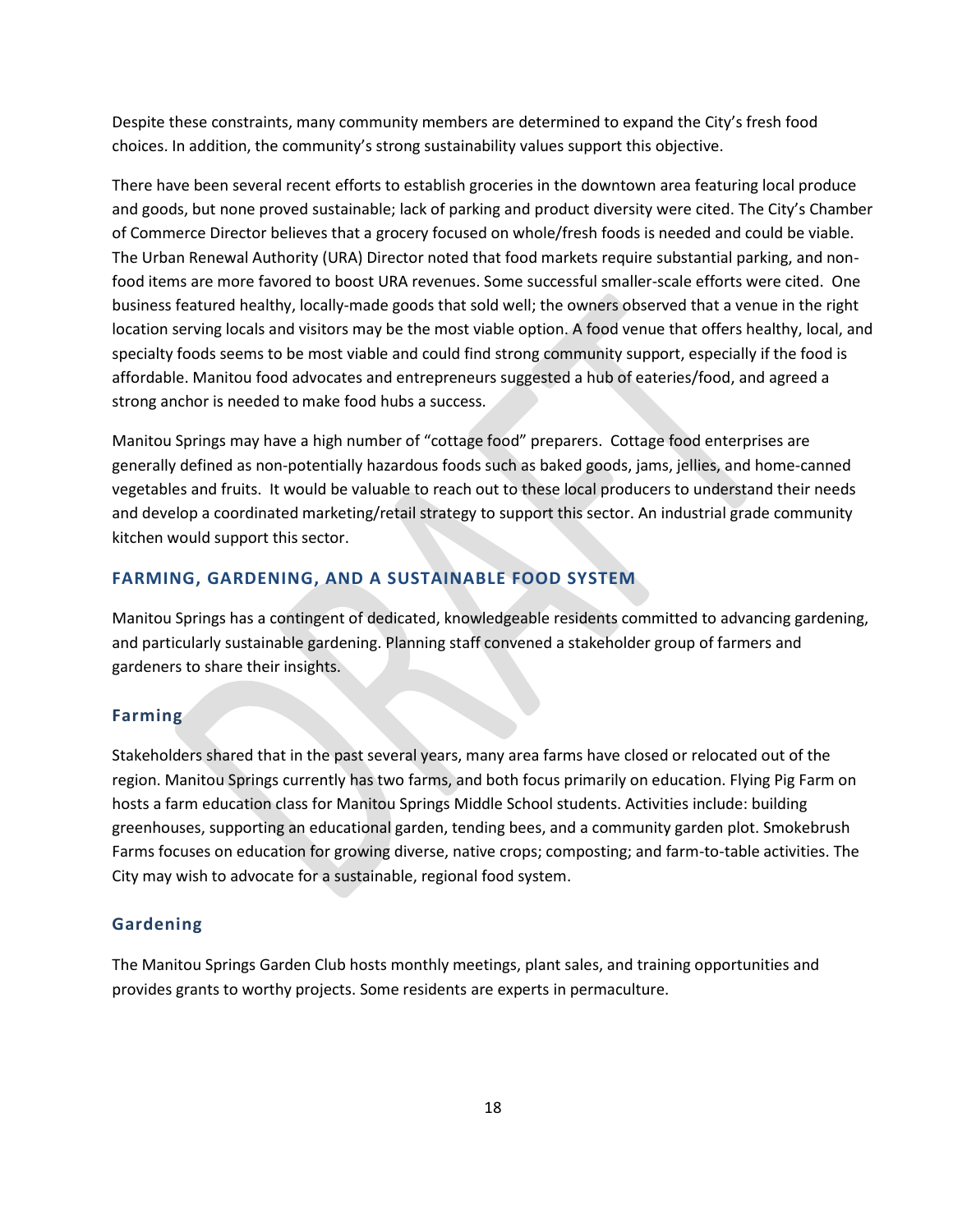Despite these constraints, many community members are determined to expand the City's fresh food choices. In addition, the community's strong sustainability values support this objective.

There have been several recent efforts to establish groceries in the downtown area featuring local produce and goods, but none proved sustainable; lack of parking and product diversity were cited. The City's Chamber of Commerce Director believes that a grocery focused on whole/fresh foods is needed and could be viable. The Urban Renewal Authority (URA) Director noted that food markets require substantial parking, and non-food items are more favored to boost URA revenues. Some successful smaller-scale efforts were cited. One business featured healthy, locally-made goods that sold well; the owners observed that a venue in the right location serving locals and visitors may be the most viable option. A food venue that offers healthy, local, and specialty foods seems to be most viable and could find strong community support, especially if the food is affordable. Manitou food advocates and entrepreneurs suggested a hub of eateries/food, and agreed a strong anchor is needed to make food hubs a success.

Manitou Springs may have a high number of "cottage food" preparers. Cottage food enterprises are generally defined as non-potentially hazardous foods such as baked goods, jams, jellies, and home-canned vegetables and fruits. It would be valuable to reach out to these local producers to understand their needs and develop a coordinated marketing/retail strategy to support this sector. An industrial grade community kitchen would support this sector.

## FARMING, GARDENING, AND A SUSTAINABLE FOOD SYSTEM

Manitou Springs has a contingent of dedicated, knowledgeable residents committed to advancing gardening, and particularly sustainable gardening. Planning staff convened a stakeholder group of farmers and gardeners to share their insights.

### Farming

Stakeholders shared that in the past several years, many area farms have closed or relocated out of the region. Manitou Springs currently has two farms, and both focus primarily on education. Flying Pig Farm on hosts a farm education class for Manitou Springs Middle School students. Activities include: building greenhouses, supporting an educational garden, tending bees, and a community garden plot. Smokebrush Farms focuses on education for growing diverse, native crops; composting; and farm-to-table activities. The City may wish to advocate for a sustainable, regional food system.

### Gardening

The Manitou Springs Garden Club hosts monthly meetings, plant sales, and training opportunities and provides grants to worthy projects. Some residents are experts in permaculture.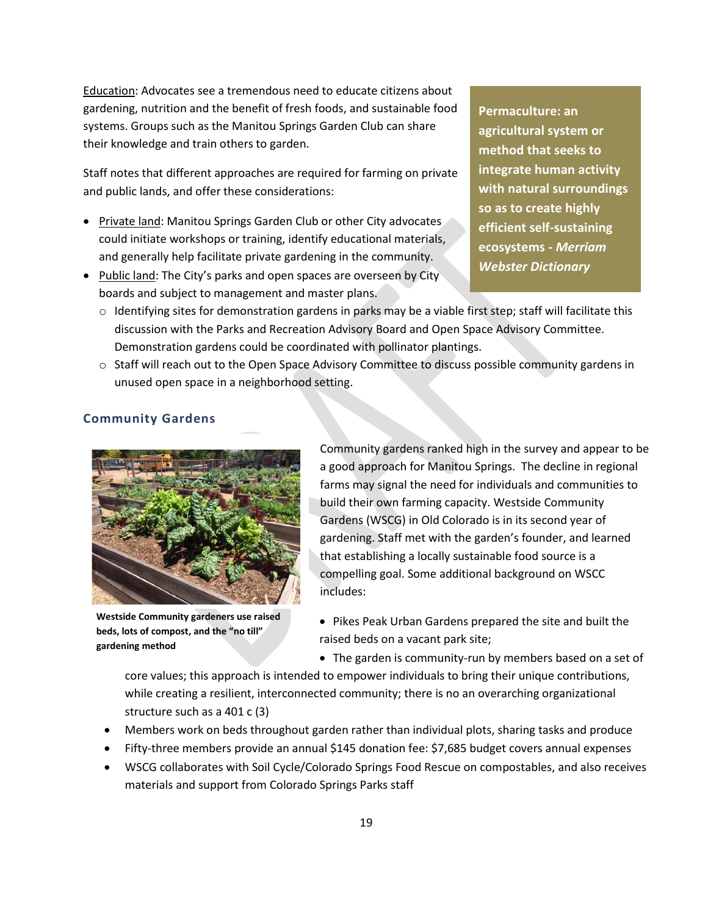Education: Advocates see a tremendous need to educate citizens about gardening, nutrition and the benefit of fresh foods, and sustainable food systems. Groups such as the Manitou Springs Garden Club can share their knowledge and train others to garden.

**Permaculture: an agricultural system or method that seeks to integrate human activity with natural surroundings so as to create highly efficient self-sustaining ecosystems - *Merriam Webster Dictionary***

Staff notes that different approaches are required for farming on private and public lands, and offer these considerations:

- Private land: Manitou Springs Garden Club or other City advocates could initiate workshops or training, identify educational materials, and generally help facilitate private gardening in the community.
- Public land: The City's parks and open spaces are overseen by City boards and subject to management and master plans.
  - Identifying sites for demonstration gardens in parks may be a viable first step; staff will facilitate this discussion with the Parks and Recreation Advisory Board and Open Space Advisory Committee. Demonstration gardens could be coordinated with pollinator plantings.
  - Staff will reach out to the Open Space Advisory Committee to discuss possible community gardens in unused open space in a neighborhood setting.

## Community Gardens

**Westside Community gardeners use raised beds, lots of compost, and the "no till" gardening method**

Community gardens ranked high in the survey and appear to be a good approach for Manitou Springs. The decline in regional farms may signal the need for individuals and communities to build their own farming capacity. Westside Community Gardens (WSCG) in Old Colorado is in its second year of gardening. Staff met with the garden's founder, and learned that establishing a locally sustainable food source is a compelling goal. Some additional background on WSCC includes:

- Pikes Peak Urban Gardens prepared the site and built the raised beds on a vacant park site;
- The garden is community-run by members based on a set of core values; this approach is intended to empower individuals to bring their unique contributions, while creating a resilient, interconnected community; there is no an overarching organizational structure such as a 401 c (3)
- Members work on beds throughout garden rather than individual plots, sharing tasks and produce
- Fifty-three members provide an annual $145 donation fee: $7,685 budget covers annual expenses
- WSCG collaborates with Soil Cycle/Colorado Springs Food Rescue on compostables, and also receives materials and support from Colorado Springs Parks staff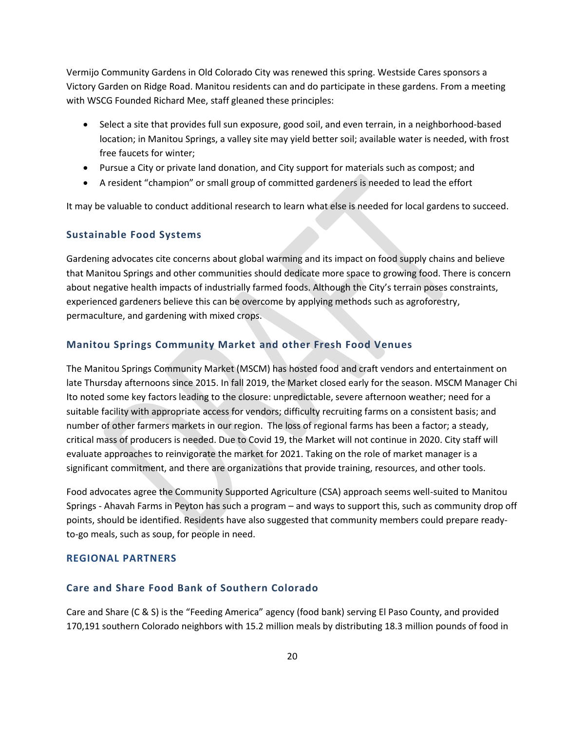Vermijo Community Gardens in Old Colorado City was renewed this spring. Westside Cares sponsors a Victory Garden on Ridge Road. Manitou residents can and do participate in these gardens. From a meeting with WSCG Founded Richard Mee, staff gleaned these principles:

- Select a site that provides full sun exposure, good soil, and even terrain, in a neighborhood-based location; in Manitou Springs, a valley site may yield better soil; available water is needed, with frost free faucets for winter;
- Pursue a City or private land donation, and City support for materials such as compost; and
- A resident "champion" or small group of committed gardeners is needed to lead the effort

It may be valuable to conduct additional research to learn what else is needed for local gardens to succeed.

### Sustainable Food Systems

Gardening advocates cite concerns about global warming and its impact on food supply chains and believe that Manitou Springs and other communities should dedicate more space to growing food. There is concern about negative health impacts of industrially farmed foods. Although the City's terrain poses constraints, experienced gardeners believe this can be overcome by applying methods such as agroforestry, permaculture, and gardening with mixed crops.

### Manitou Springs Community Market and other Fresh Food Venues

The Manitou Springs Community Market (MSCM) has hosted food and craft vendors and entertainment on late Thursday afternoons since 2015. In fall 2019, the Market closed early for the season. MSCM Manager Chi Ito noted some key factors leading to the closure: unpredictable, severe afternoon weather; need for a suitable facility with appropriate access for vendors; difficulty recruiting farms on a consistent basis; and number of other farmers markets in our region. The loss of regional farms has been a factor; a steady, critical mass of producers is needed. Due to Covid 19, the Market will not continue in 2020. City staff will evaluate approaches to reinvigorate the market for 2021. Taking on the role of market manager is a significant commitment, and there are organizations that provide training, resources, and other tools.

Food advocates agree the Community Supported Agriculture (CSA) approach seems well-suited to Manitou Springs - Ahavah Farms in Peyton has such a program – and ways to support this, such as community drop off points, should be identified. Residents have also suggested that community members could prepare ready-to-go meals, such as soup, for people in need.

## REGIONAL PARTNERS

### Care and Share Food Bank of Southern Colorado

Care and Share (C & S) is the "Feeding America" agency (food bank) serving El Paso County, and provided 170,191 southern Colorado neighbors with 15.2 million meals by distributing 18.3 million pounds of food in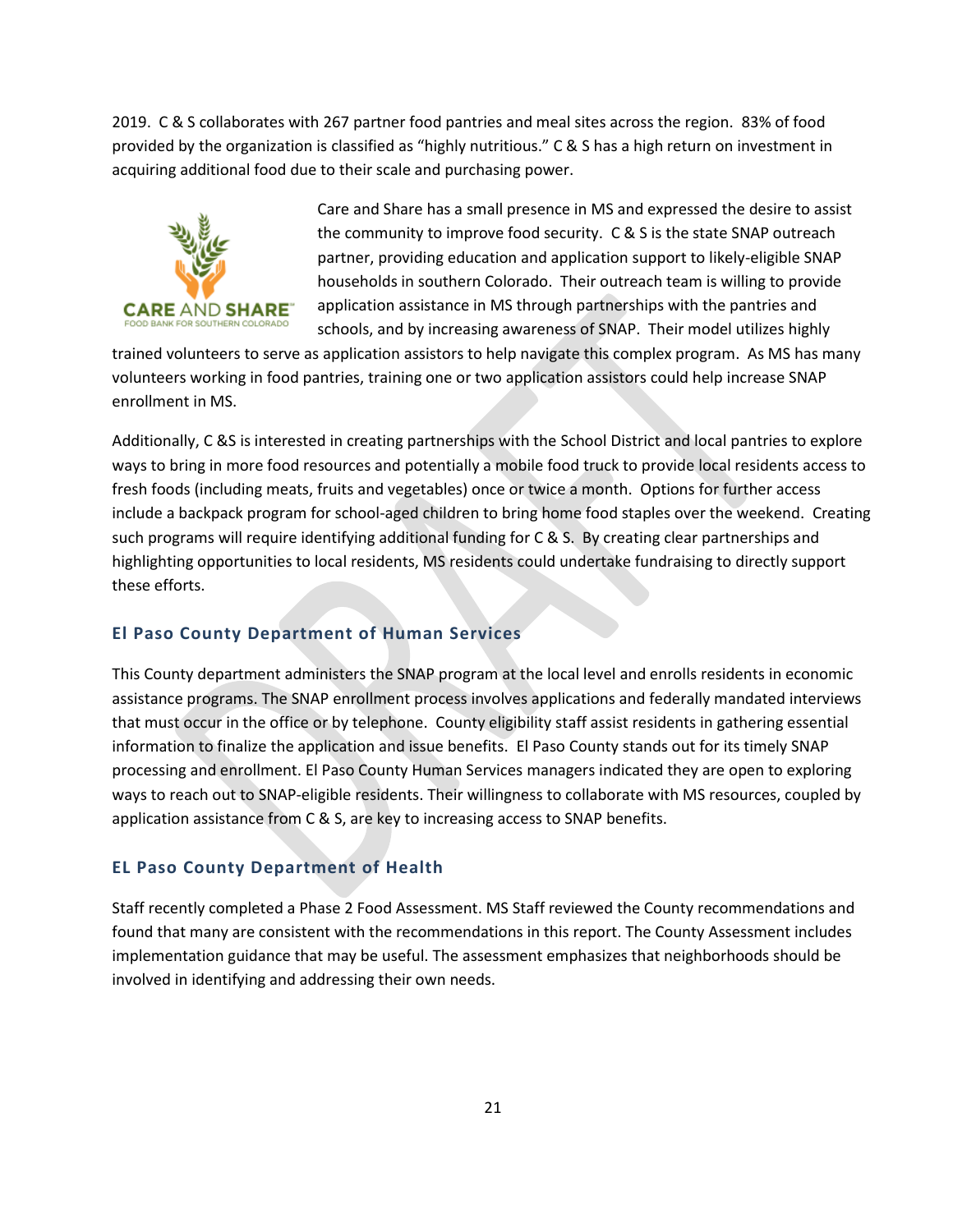2019. C & S collaborates with 267 partner food pantries and meal sites across the region. 83% of food provided by the organization is classified as "highly nutritious." C & S has a high return on investment in acquiring additional food due to their scale and purchasing power.

Care and Share has a small presence in MS and expressed the desire to assist the community to improve food security. C & S is the state SNAP outreach partner, providing education and application support to likely-eligible SNAP households in southern Colorado. Their outreach team is willing to provide application assistance in MS through partnerships with the pantries and schools, and by increasing awareness of SNAP. Their model utilizes highly trained volunteers to serve as application assistors to help navigate this complex program. As MS has many volunteers working in food pantries, training one or two application assistors could help increase SNAP enrollment in MS.

Additionally, C &S is interested in creating partnerships with the School District and local pantries to explore ways to bring in more food resources and potentially a mobile food truck to provide local residents access to fresh foods (including meats, fruits and vegetables) once or twice a month. Options for further access include a backpack program for school-aged children to bring home food staples over the weekend. Creating such programs will require identifying additional funding for C & S. By creating clear partnerships and highlighting opportunities to local residents, MS residents could undertake fundraising to directly support these efforts.

### El Paso County Department of Human Services

This County department administers the SNAP program at the local level and enrolls residents in economic assistance programs. The SNAP enrollment process involves applications and federally mandated interviews that must occur in the office or by telephone. County eligibility staff assist residents in gathering essential information to finalize the application and issue benefits. El Paso County stands out for its timely SNAP processing and enrollment. El Paso County Human Services managers indicated they are open to exploring ways to reach out to SNAP-eligible residents. Their willingness to collaborate with MS resources, coupled by application assistance from C & S, are key to increasing access to SNAP benefits.

### EL Paso County Department of Health

Staff recently completed a Phase 2 Food Assessment. MS Staff reviewed the County recommendations and found that many are consistent with the recommendations in this report. The County Assessment includes implementation guidance that may be useful. The assessment emphasizes that neighborhoods should be involved in identifying and addressing their own needs.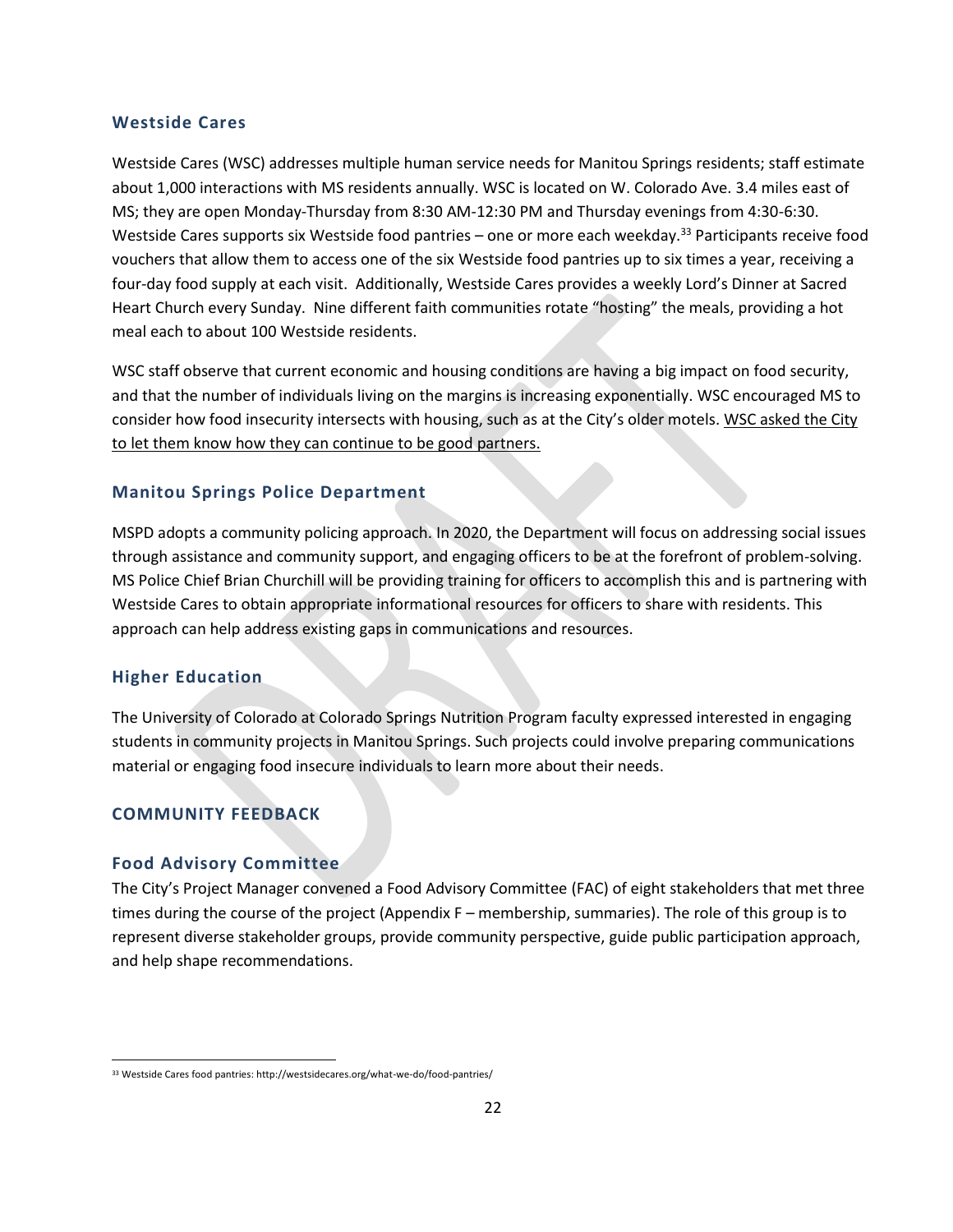### Westside Cares

Westside Cares (WSC) addresses multiple human service needs for Manitou Springs residents; staff estimate about 1,000 interactions with MS residents annually. WSC is located on W. Colorado Ave. 3.4 miles east of MS; they are open Monday-Thursday from 8:30 AM-12:30 PM and Thursday evenings from 4:30-6:30. Westside Cares supports six Westside food pantries – one or more each weekday.[33] Participants receive food vouchers that allow them to access one of the six Westside food pantries up to six times a year, receiving a four-day food supply at each visit. Additionally, Westside Cares provides a weekly Lord's Dinner at Sacred Heart Church every Sunday. Nine different faith communities rotate "hosting" the meals, providing a hot meal each to about 100 Westside residents.

WSC staff observe that current economic and housing conditions are having a big impact on food security, and that the number of individuals living on the margins is increasing exponentially. WSC encouraged MS to consider how food insecurity intersects with housing, such as at the City's older motels. WSC asked the City to let them know how they can continue to be good partners.

### Manitou Springs Police Department

MSPD adopts a community policing approach. In 2020, the Department will focus on addressing social issues through assistance and community support, and engaging officers to be at the forefront of problem-solving. MS Police Chief Brian Churchill will be providing training for officers to accomplish this and is partnering with Westside Cares to obtain appropriate informational resources for officers to share with residents. This approach can help address existing gaps in communications and resources.

### Higher Education

The University of Colorado at Colorado Springs Nutrition Program faculty expressed interested in engaging students in community projects in Manitou Springs. Such projects could involve preparing communications material or engaging food insecure individuals to learn more about their needs.

## COMMUNITY FEEDBACK

### Food Advisory Committee

The City's Project Manager convened a Food Advisory Committee (FAC) of eight stakeholders that met three times during the course of the project (Appendix F – membership, summaries). The role of this group is to represent diverse stakeholder groups, provide community perspective, guide public participation approach, and help shape recommendations.

[33] Westside Cares food pantries: http://westsidecares.org/what-we-do/food-pantries/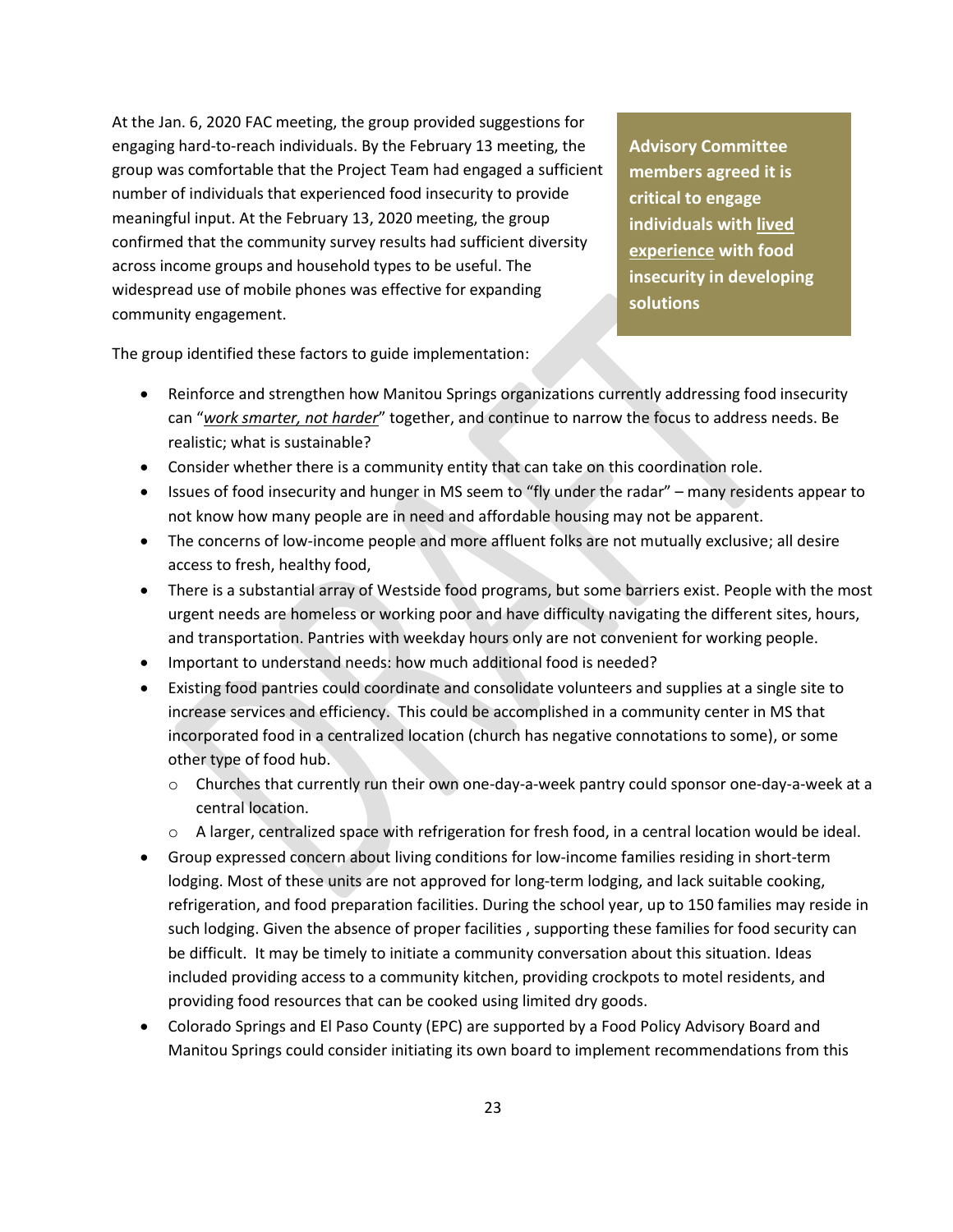At the Jan. 6, 2020 FAC meeting, the group provided suggestions for engaging hard-to-reach individuals. By the February 13 meeting, the group was comfortable that the Project Team had engaged a sufficient number of individuals that experienced food insecurity to provide meaningful input. At the February 13, 2020 meeting, the group confirmed that the community survey results had sufficient diversity across income groups and household types to be useful. The widespread use of mobile phones was effective for expanding community engagement.

**Advisory Committee members agreed it is critical to engage individuals with <u>lived experience</u> with food insecurity in developing solutions**

The group identified these factors to guide implementation:

- Reinforce and strengthen how Manitou Springs organizations currently addressing food insecurity can "*<u>work smarter, not harder</u>*" together, and continue to narrow the focus to address needs. Be realistic; what is sustainable?
- Consider whether there is a community entity that can take on this coordination role.
- Issues of food insecurity and hunger in MS seem to "fly under the radar" – many residents appear to not know how many people are in need and affordable housing may not be apparent.
- The concerns of low-income people and more affluent folks are not mutually exclusive; all desire access to fresh, healthy food,
- There is a substantial array of Westside food programs, but some barriers exist. People with the most urgent needs are homeless or working poor and have difficulty navigating the different sites, hours, and transportation. Pantries with weekday hours only are not convenient for working people.
- Important to understand needs: how much additional food is needed?
- Existing food pantries could coordinate and consolidate volunteers and supplies at a single site to increase services and efficiency. This could be accomplished in a community center in MS that incorporated food in a centralized location (church has negative connotations to some), or some other type of food hub.
  - Churches that currently run their own one-day-a-week pantry could sponsor one-day-a-week at a central location.
  - A larger, centralized space with refrigeration for fresh food, in a central location would be ideal.
- Group expressed concern about living conditions for low-income families residing in short-term lodging. Most of these units are not approved for long-term lodging, and lack suitable cooking, refrigeration, and food preparation facilities. During the school year, up to 150 families may reside in such lodging. Given the absence of proper facilities , supporting these families for food security can be difficult. It may be timely to initiate a community conversation about this situation. Ideas included providing access to a community kitchen, providing crockpots to motel residents, and providing food resources that can be cooked using limited dry goods.
- Colorado Springs and El Paso County (EPC) are supported by a Food Policy Advisory Board and Manitou Springs could consider initiating its own board to implement recommendations from this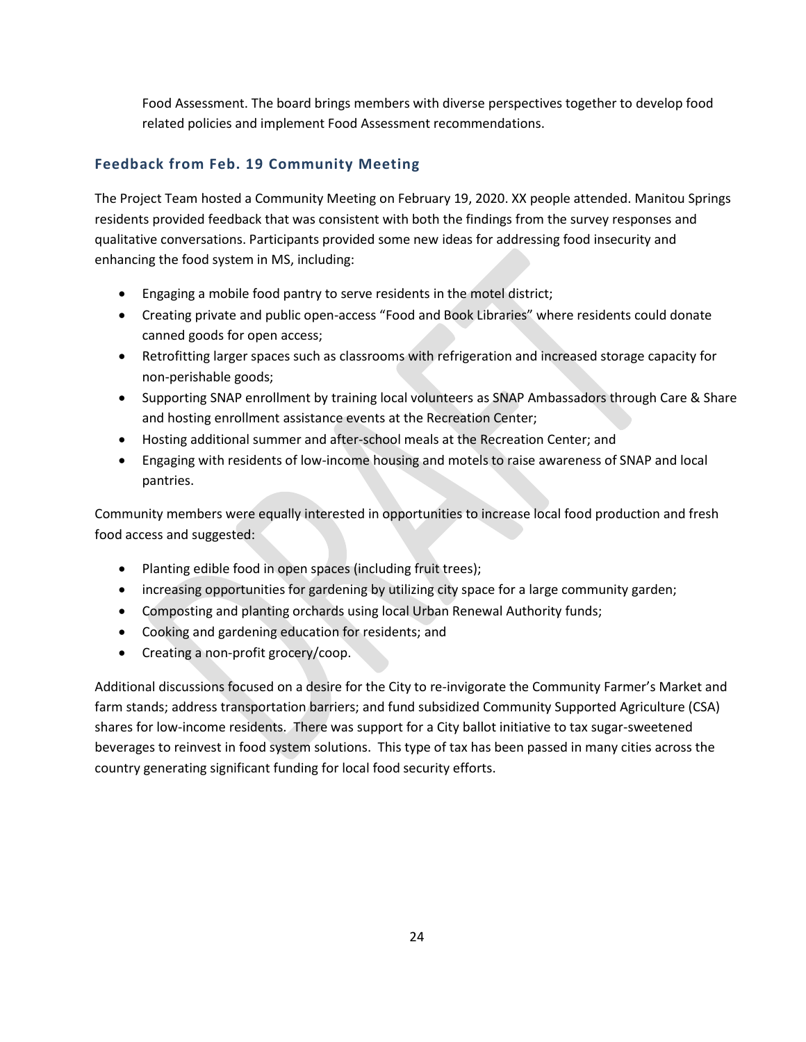Food Assessment. The board brings members with diverse perspectives together to develop food related policies and implement Food Assessment recommendations.

### Feedback from Feb. 19 Community Meeting

The Project Team hosted a Community Meeting on February 19, 2020. XX people attended. Manitou Springs residents provided feedback that was consistent with both the findings from the survey responses and qualitative conversations. Participants provided some new ideas for addressing food insecurity and enhancing the food system in MS, including:

- Engaging a mobile food pantry to serve residents in the motel district;
- Creating private and public open-access "Food and Book Libraries" where residents could donate canned goods for open access;
- Retrofitting larger spaces such as classrooms with refrigeration and increased storage capacity for non-perishable goods;
- Supporting SNAP enrollment by training local volunteers as SNAP Ambassadors through Care & Share and hosting enrollment assistance events at the Recreation Center;
- Hosting additional summer and after-school meals at the Recreation Center; and
- Engaging with residents of low-income housing and motels to raise awareness of SNAP and local pantries.

Community members were equally interested in opportunities to increase local food production and fresh food access and suggested:

- Planting edible food in open spaces (including fruit trees);
- increasing opportunities for gardening by utilizing city space for a large community garden;
- Composting and planting orchards using local Urban Renewal Authority funds;
- Cooking and gardening education for residents; and
- Creating a non-profit grocery/coop.

Additional discussions focused on a desire for the City to re-invigorate the Community Farmer's Market and farm stands; address transportation barriers; and fund subsidized Community Supported Agriculture (CSA) shares for low-income residents. There was support for a City ballot initiative to tax sugar-sweetened beverages to reinvest in food system solutions. This type of tax has been passed in many cities across the country generating significant funding for local food security efforts.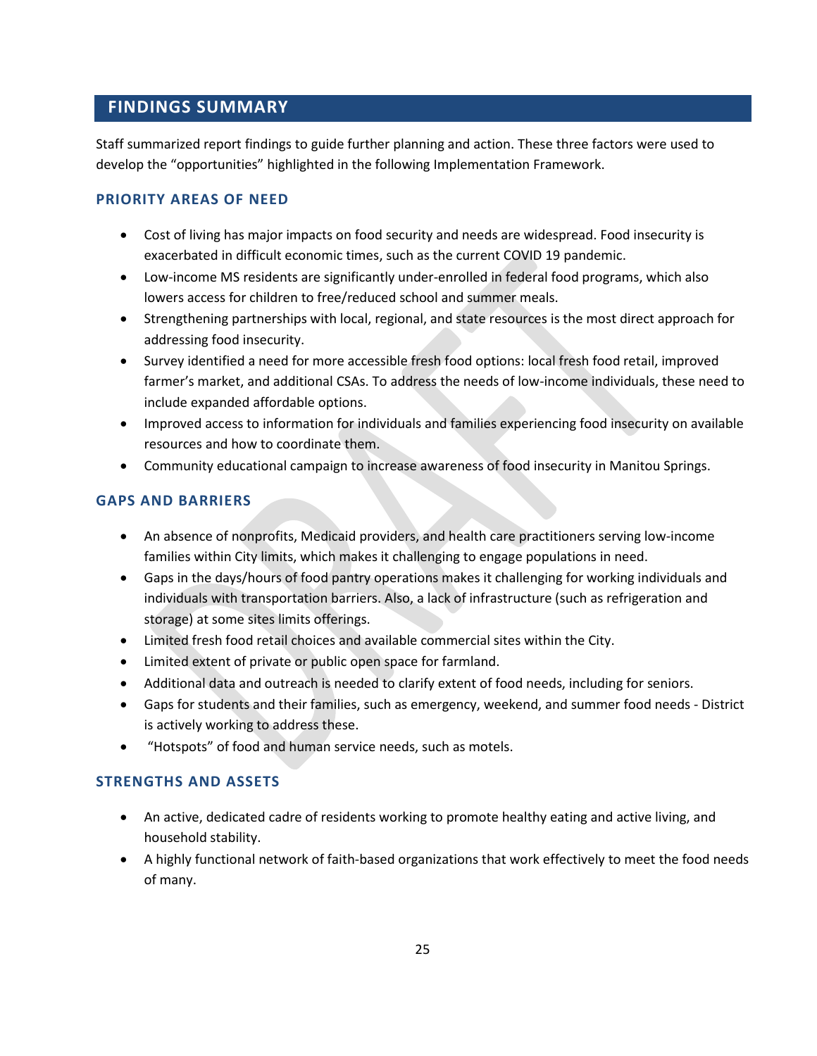## FINDINGS SUMMARY

Staff summarized report findings to guide further planning and action. These three factors were used to develop the "opportunities" highlighted in the following Implementation Framework.

### PRIORITY AREAS OF NEED

- Cost of living has major impacts on food security and needs are widespread. Food insecurity is exacerbated in difficult economic times, such as the current COVID 19 pandemic.
- Low-income MS residents are significantly under-enrolled in federal food programs, which also lowers access for children to free/reduced school and summer meals.
- Strengthening partnerships with local, regional, and state resources is the most direct approach for addressing food insecurity.
- Survey identified a need for more accessible fresh food options: local fresh food retail, improved farmer's market, and additional CSAs. To address the needs of low-income individuals, these need to include expanded affordable options.
- Improved access to information for individuals and families experiencing food insecurity on available resources and how to coordinate them.
- Community educational campaign to increase awareness of food insecurity in Manitou Springs.

### GAPS AND BARRIERS

- An absence of nonprofits, Medicaid providers, and health care practitioners serving low-income families within City limits, which makes it challenging to engage populations in need.
- Gaps in the days/hours of food pantry operations makes it challenging for working individuals and individuals with transportation barriers. Also, a lack of infrastructure (such as refrigeration and storage) at some sites limits offerings.
- Limited fresh food retail choices and available commercial sites within the City.
- Limited extent of private or public open space for farmland.
- Additional data and outreach is needed to clarify extent of food needs, including for seniors.
- Gaps for students and their families, such as emergency, weekend, and summer food needs - District is actively working to address these.
- "Hotspots" of food and human service needs, such as motels.

### STRENGTHS AND ASSETS

- An active, dedicated cadre of residents working to promote healthy eating and active living, and household stability.
- A highly functional network of faith-based organizations that work effectively to meet the food needs of many.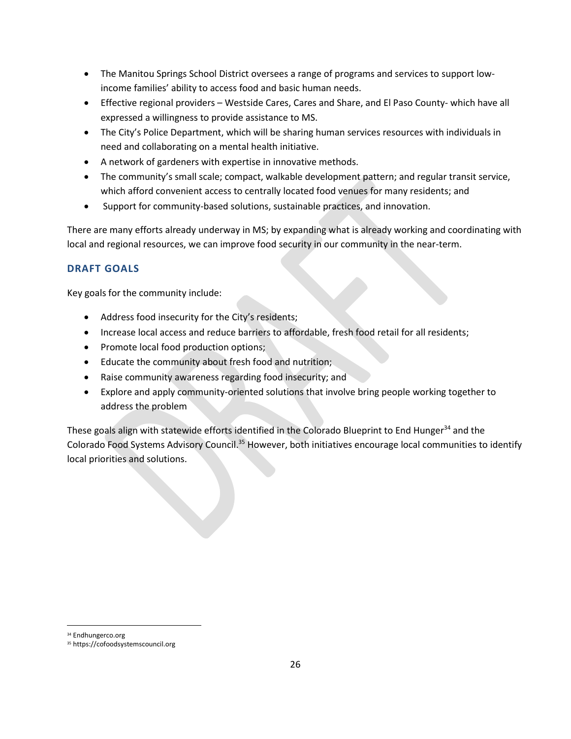- The Manitou Springs School District oversees a range of programs and services to support low-income families' ability to access food and basic human needs.
- Effective regional providers – Westside Cares, Cares and Share, and El Paso County- which have all expressed a willingness to provide assistance to MS.
- The City's Police Department, which will be sharing human services resources with individuals in need and collaborating on a mental health initiative.
- A network of gardeners with expertise in innovative methods.
- The community's small scale; compact, walkable development pattern; and regular transit service, which afford convenient access to centrally located food venues for many residents; and
- Support for community-based solutions, sustainable practices, and innovation.

There are many efforts already underway in MS; by expanding what is already working and coordinating with local and regional resources, we can improve food security in our community in the near-term.

### DRAFT GOALS

Key goals for the community include:

- Address food insecurity for the City's residents;
- Increase local access and reduce barriers to affordable, fresh food retail for all residents;
- Promote local food production options;
- Educate the community about fresh food and nutrition;
- Raise community awareness regarding food insecurity; and
- Explore and apply community-oriented solutions that involve bring people working together to address the problem

These goals align with statewide efforts identified in the Colorado Blueprint to End Hunger[34] and the Colorado Food Systems Advisory Council.[35] However, both initiatives encourage local communities to identify local priorities and solutions.

[34] Endhungerco.org
[35] https://cofoodsystemscouncil.org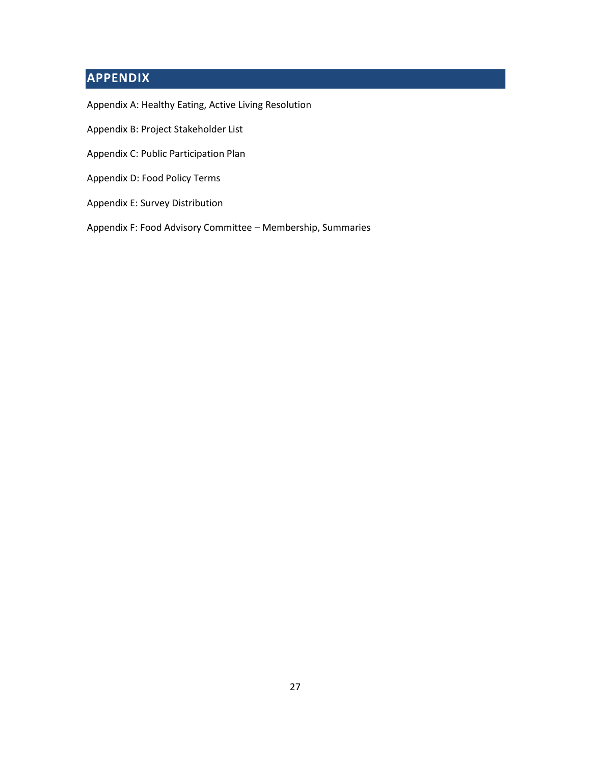# APPENDIX

Appendix A: Healthy Eating, Active Living Resolution

Appendix B: Project Stakeholder List

Appendix C: Public Participation Plan

Appendix D: Food Policy Terms

Appendix E: Survey Distribution

Appendix F: Food Advisory Committee – Membership, Summaries